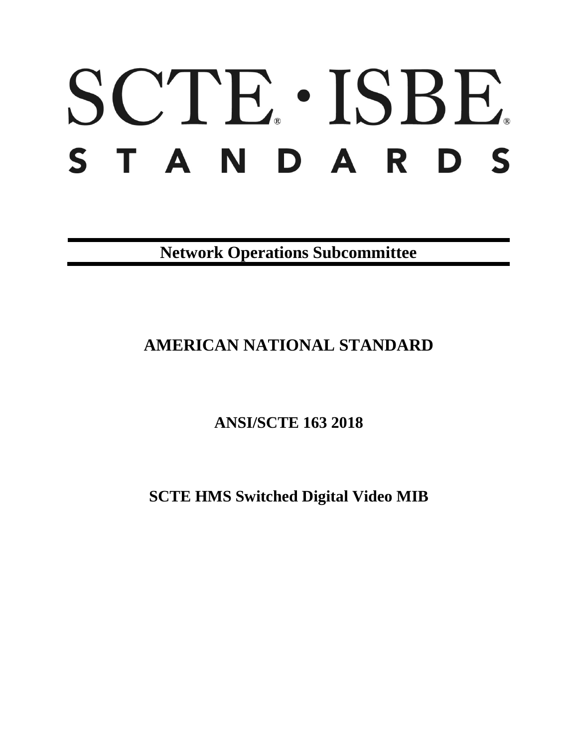# SCTE · ISBE

# STANDARDS

**Network Operations Subcommittee**

## AMERICAN NATIONAL STANDARD

## ANSI/SCTE 163 2018

## SCTE HMS Switched Digital Video MIB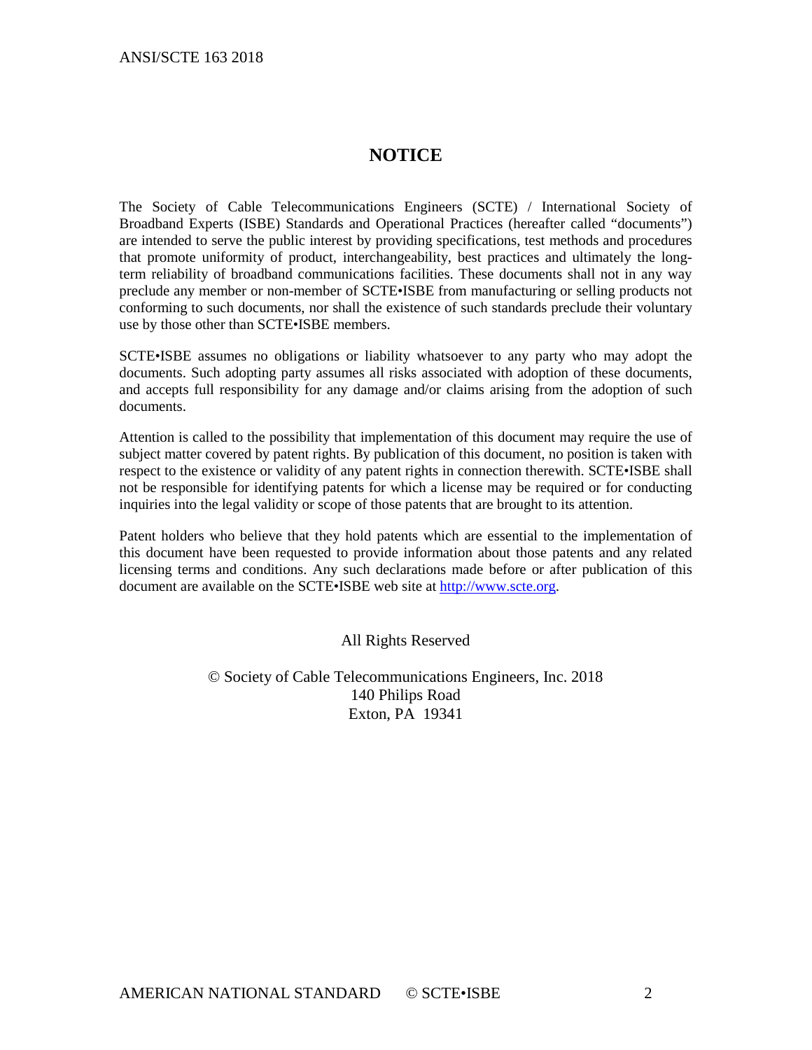# NOTICE

The Society of Cable Telecommunications Engineers (SCTE) / International Society of Broadband Experts (ISBE) Standards and Operational Practices (hereafter called "documents") are intended to serve the public interest by providing specifications, test methods and procedures that promote uniformity of product, interchangeability, best practices and ultimately the long-term reliability of broadband communications facilities. These documents shall not in any way preclude any member or non-member of SCTE•ISBE from manufacturing or selling products not conforming to such documents, nor shall the existence of such standards preclude their voluntary use by those other than SCTE•ISBE members.

SCTE•ISBE assumes no obligations or liability whatsoever to any party who may adopt the documents. Such adopting party assumes all risks associated with adoption of these documents, and accepts full responsibility for any damage and/or claims arising from the adoption of such documents.

Attention is called to the possibility that implementation of this document may require the use of subject matter covered by patent rights. By publication of this document, no position is taken with respect to the existence or validity of any patent rights in connection therewith. SCTE•ISBE shall not be responsible for identifying patents for which a license may be required or for conducting inquiries into the legal validity or scope of those patents that are brought to its attention.

Patent holders who believe that they hold patents which are essential to the implementation of this document have been requested to provide information about those patents and any related licensing terms and conditions. Any such declarations made before or after publication of this document are available on the SCTE•ISBE web site at http://www.scte.org.

All Rights Reserved

© Society of Cable Telecommunications Engineers, Inc. 2018
140 Philips Road
Exton, PA 19341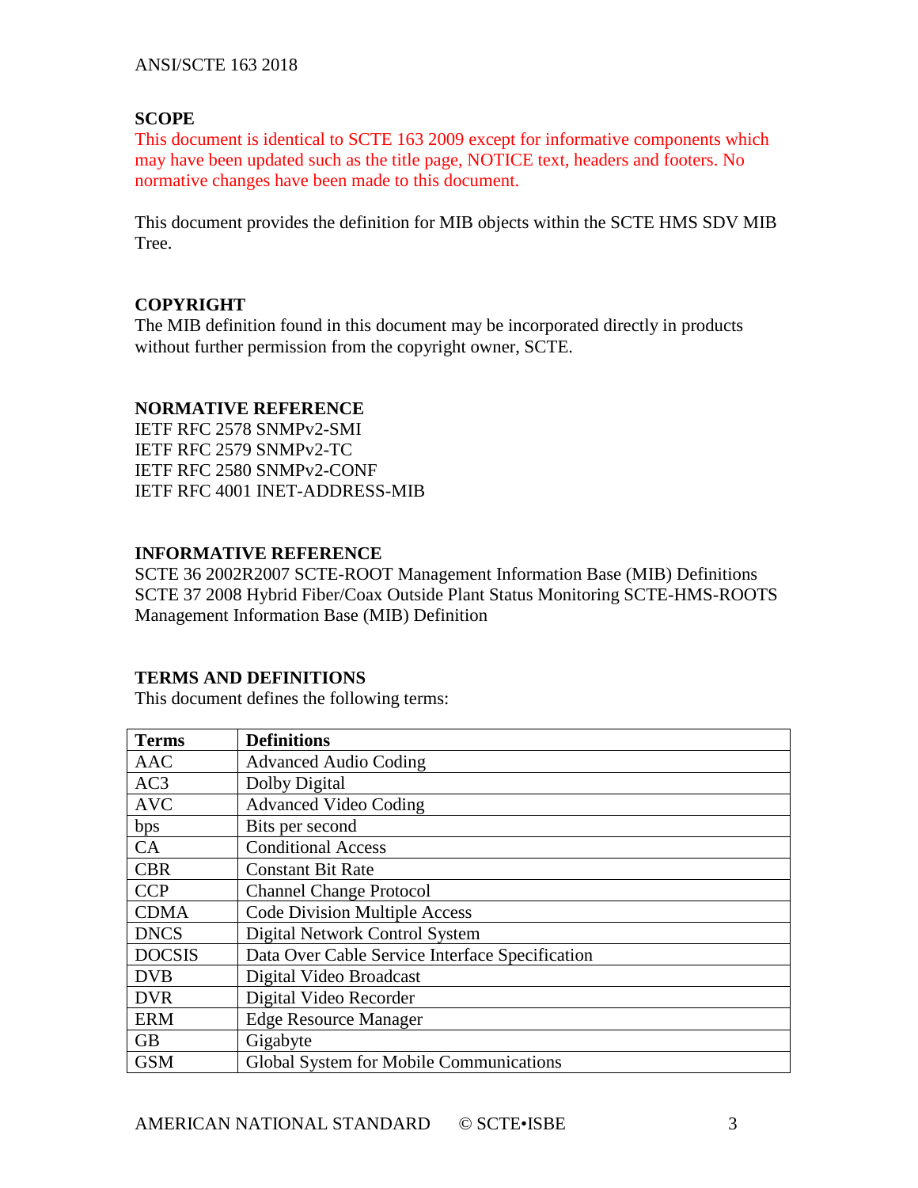## SCOPE

This document is identical to SCTE 163 2009 except for informative components which may have been updated such as the title page, NOTICE text, headers and footers. No normative changes have been made to this document.

This document provides the definition for MIB objects within the SCTE HMS SDV MIB Tree.

## COPYRIGHT

The MIB definition found in this document may be incorporated directly in products without further permission from the copyright owner, SCTE.

## NORMATIVE REFERENCE

IETF RFC 2578 SNMPv2-SMI
IETF RFC 2579 SNMPv2-TC
IETF RFC 2580 SNMPv2-CONF
IETF RFC 4001 INET-ADDRESS-MIB

## INFORMATIVE REFERENCE

SCTE 36 2002R2007 SCTE-ROOT Management Information Base (MIB) Definitions
SCTE 37 2008 Hybrid Fiber/Coax Outside Plant Status Monitoring SCTE-HMS-ROOTS Management Information Base (MIB) Definition

## TERMS AND DEFINITIONS

This document defines the following terms:

| Terms | Definitions |
|---|---|
| AAC | Advanced Audio Coding |
| AC3 | Dolby Digital |
| AVC | Advanced Video Coding |
| bps | Bits per second |
| CA | Conditional Access |
| CBR | Constant Bit Rate |
| CCP | Channel Change Protocol |
| CDMA | Code Division Multiple Access |
| DNCS | Digital Network Control System |
| DOCSIS | Data Over Cable Service Interface Specification |
| DVB | Digital Video Broadcast |
| DVR | Digital Video Recorder |
| ERM | Edge Resource Manager |
| GB | Gigabyte |
| GSM | Global System for Mobile Communications |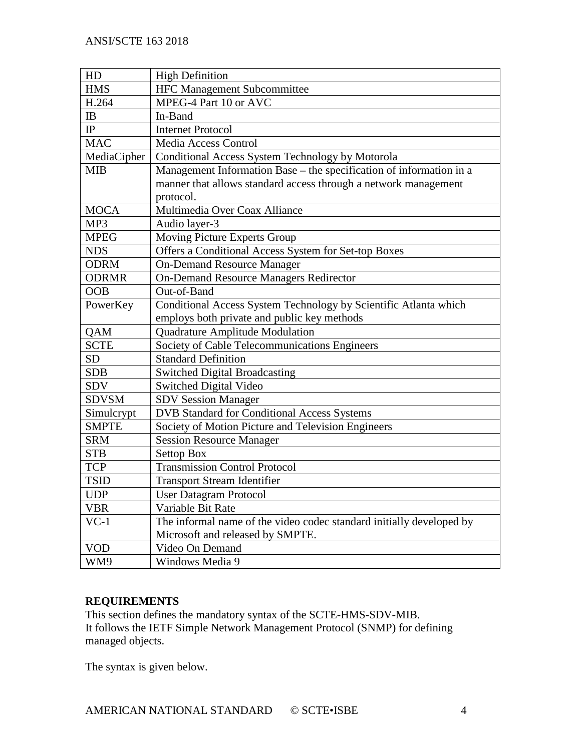| | |
|---|---|
| HD | High Definition |
| HMS | HFC Management Subcommittee |
| H.264 | MPEG-4 Part 10 or AVC |
| IB | In-Band |
| IP | Internet Protocol |
| MAC | Media Access Control |
| MediaCipher | Conditional Access System Technology by Motorola |
| MIB | Management Information Base – the specification of information in a manner that allows standard access through a network management protocol. |
| MOCA | Multimedia Over Coax Alliance |
| MP3 | Audio layer-3 |
| MPEG | Moving Picture Experts Group |
| NDS | Offers a Conditional Access System for Set-top Boxes |
| ODRM | On-Demand Resource Manager |
| ODRMR | On-Demand Resource Managers Redirector |
| OOB | Out-of-Band |
| PowerKey | Conditional Access System Technology by Scientific Atlanta which employs both private and public key methods |
| QAM | Quadrature Amplitude Modulation |
| SCTE | Society of Cable Telecommunications Engineers |
| SD | Standard Definition |
| SDB | Switched Digital Broadcasting |
| SDV | Switched Digital Video |
| SDVSM | SDV Session Manager |
| Simulcrypt | DVB Standard for Conditional Access Systems |
| SMPTE | Society of Motion Picture and Television Engineers |
| SRM | Session Resource Manager |
| STB | Settop Box |
| TCP | Transmission Control Protocol |
| TSID | Transport Stream Identifier |
| UDP | User Datagram Protocol |
| VBR | Variable Bit Rate |
| VC-1 | The informal name of the video codec standard initially developed by Microsoft and released by SMPTE. |
| VOD | Video On Demand |
| WM9 | Windows Media 9 |

**REQUIREMENTS**

This section defines the mandatory syntax of the SCTE-HMS-SDV-MIB.
It follows the IETF Simple Network Management Protocol (SNMP) for defining managed objects.

The syntax is given below.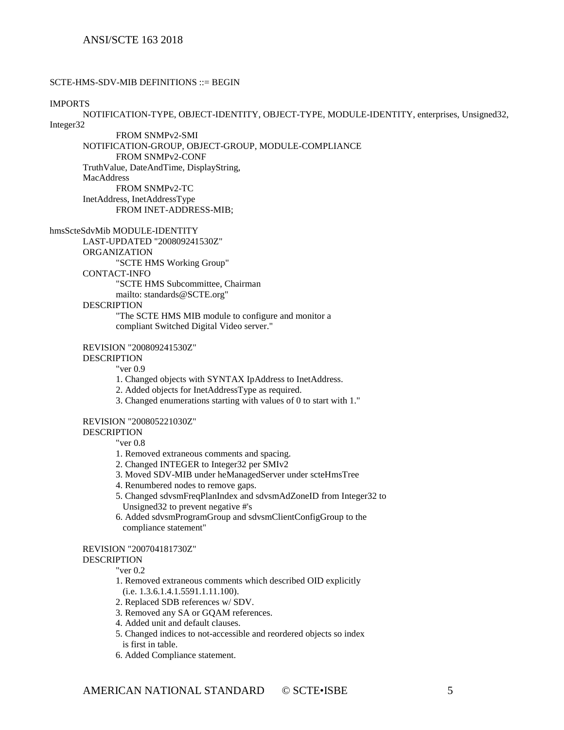```
SCTE-HMS-SDV-MIB DEFINITIONS ::= BEGIN

IMPORTS
        NOTIFICATION-TYPE, OBJECT-IDENTITY, OBJECT-TYPE, MODULE-IDENTITY, enterprises, Unsigned32,
Integer32
                FROM SNMPv2-SMI
        NOTIFICATION-GROUP, OBJECT-GROUP, MODULE-COMPLIANCE
                FROM SNMPv2-CONF
        TruthValue, DateAndTime, DisplayString,
        MacAddress
                FROM SNMPv2-TC
        InetAddress, InetAddressType
                FROM INET-ADDRESS-MIB;

hmsScteSdvMib MODULE-IDENTITY
        LAST-UPDATED "200809241530Z"
        ORGANIZATION
                "SCTE HMS Working Group"
        CONTACT-INFO
                "SCTE HMS Subcommittee, Chairman
                mailto: standards@SCTE.org"
        DESCRIPTION
                "The SCTE HMS MIB module to configure and monitor a
                compliant Switched Digital Video server."

        REVISION "200809241530Z"
        DESCRIPTION
                "ver 0.9
                1. Changed objects with SYNTAX IpAddress to InetAddress.
                2. Added objects for InetAddressType as required.
                3. Changed enumerations starting with values of 0 to start with 1."

        REVISION "200805221030Z"
        DESCRIPTION
                "ver 0.8
                1. Removed extraneous comments and spacing.
                2. Changed INTEGER to Integer32 per SMIv2
                3. Moved SDV-MIB under heManagedServer under scteHmsTree
                4. Renumbered nodes to remove gaps.
                5. Changed sdvsmFreqPlanIndex and sdvsmAdZoneID from Integer32 to
                  Unsigned32 to prevent negative #'s
                6. Added sdvsmProgramGroup and sdvsmClientConfigGroup to the
                  compliance statement"

        REVISION "200704181730Z"
        DESCRIPTION
                "ver 0.2
                1. Removed extraneous comments which described OID explicitly
                  (i.e. 1.3.6.1.4.1.5591.1.11.100).
                2. Replaced SDB references w/ SDV.
                3. Removed any SA or GQAM references.
                4. Added unit and default clauses.
                5. Changed indices to not-accessible and reordered objects so index
                  is first in table.
                6. Added Compliance statement.
```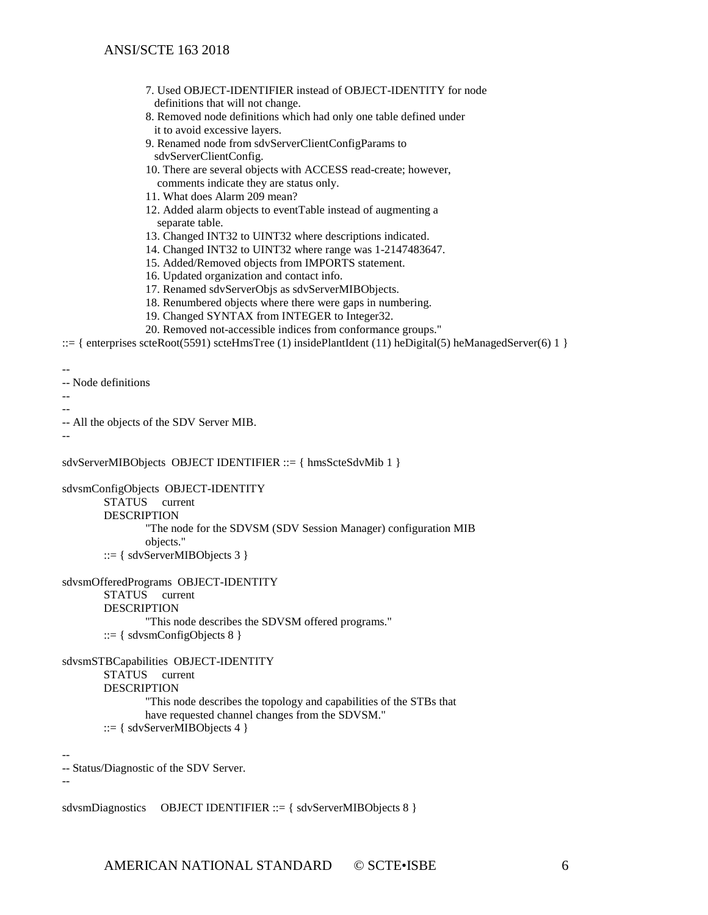```
                    7. Used OBJECT-IDENTIFIER instead of OBJECT-IDENTITY for node
                       definitions that will not change.
                    8. Removed node definitions which had only one table defined under
                       it to avoid excessive layers.
                    9. Renamed node from sdvServerClientConfigParams to
                       sdvServerClientConfig.
                    10. There are several objects with ACCESS read-create; however,
                        comments indicate they are status only.
                    11. What does Alarm 209 mean?
                    12. Added alarm objects to eventTable instead of augmenting a
                        separate table.
                    13. Changed INT32 to UINT32 where descriptions indicated.
                    14. Changed INT32 to UINT32 where range was 1-2147483647.
                    15. Added/Removed objects from IMPORTS statement.
                    16. Updated organization and contact info.
                    17. Renamed sdvServerObjs as sdvServerMIBObjects.
                    18. Renumbered objects where there were gaps in numbering.
                    19. Changed SYNTAX from INTEGER to Integer32.
                    20. Removed not-accessible indices from conformance groups."
::= { enterprises scteRoot(5591) scteHmsTree (1) insidePlantIdent (11) heDigital(5) heManagedServer(6) 1 }

--
-- Node definitions
--
--
-- All the objects of the SDV Server MIB.
--

sdvServerMIBObjects  OBJECT IDENTIFIER ::= { hmsScteSdvMib 1 }

sdvsmConfigObjects  OBJECT-IDENTITY
        STATUS     current
        DESCRIPTION
                "The node for the SDVSM (SDV Session Manager) configuration MIB
                objects."
        ::= { sdvServerMIBObjects 3 }

sdvsmOfferedPrograms  OBJECT-IDENTITY
        STATUS     current
        DESCRIPTION
                "This node describes the SDVSM offered programs."
        ::= { sdvsmConfigObjects 8 }

sdvsmSTBCapabilities  OBJECT-IDENTITY
        STATUS     current
        DESCRIPTION
                "This node describes the topology and capabilities of the STBs that
                have requested channel changes from the SDVSM."
        ::= { sdvServerMIBObjects 4 }

--
-- Status/Diagnostic of the SDV Server.
--

sdvsmDiagnostics     OBJECT IDENTIFIER ::= { sdvServerMIBObjects 8 }
```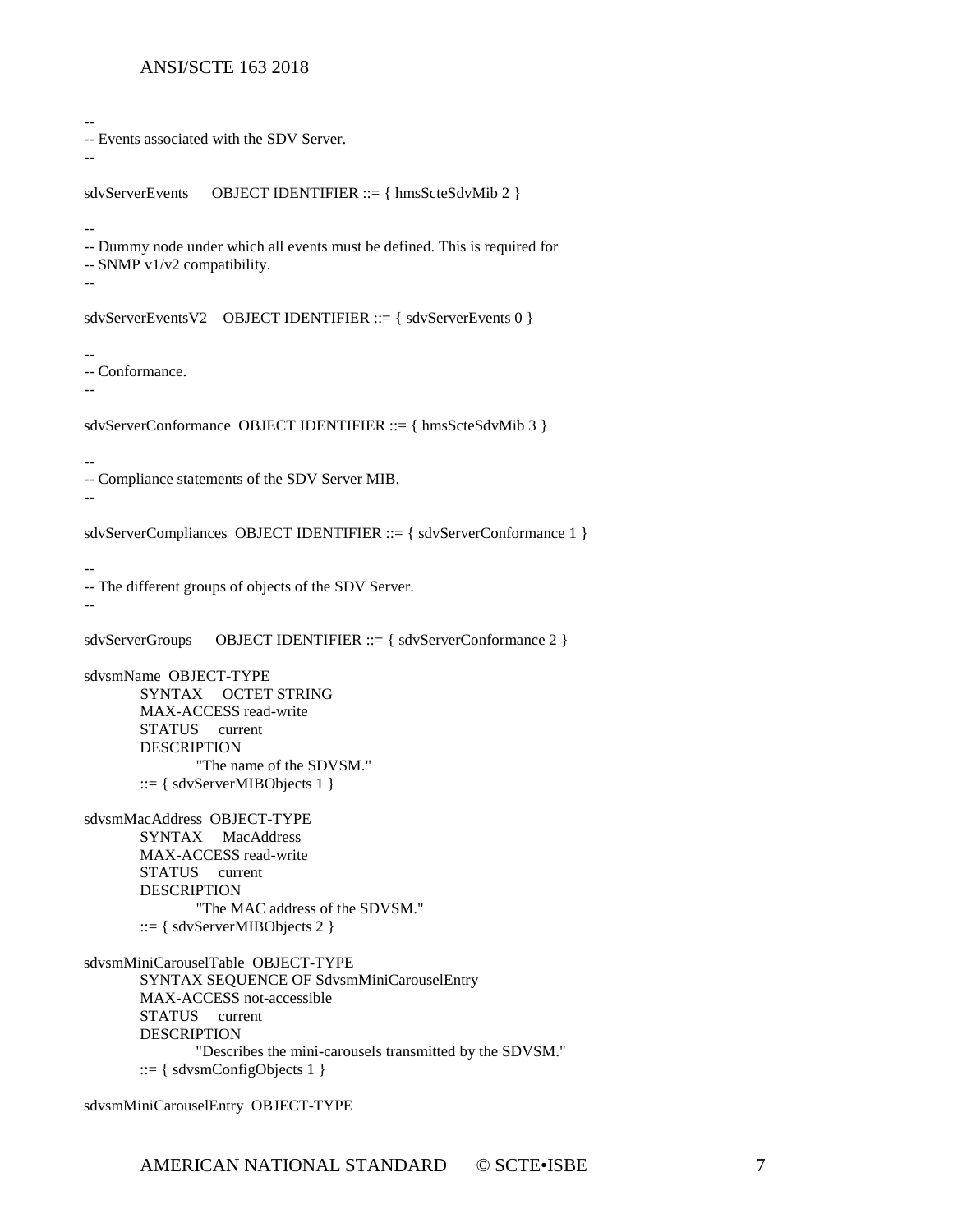```
--
-- Events associated with the SDV Server.
--

sdvServerEvents      OBJECT IDENTIFIER ::= { hmsScteSdvMib 2 }

--
-- Dummy node under which all events must be defined. This is required for
-- SNMP v1/v2 compatibility.
--

sdvServerEventsV2    OBJECT IDENTIFIER ::= { sdvServerEvents 0 }

--
-- Conformance.
--

sdvServerConformance  OBJECT IDENTIFIER ::= { hmsScteSdvMib 3 }

--
-- Compliance statements of the SDV Server MIB.
--

sdvServerCompliances  OBJECT IDENTIFIER ::= { sdvServerConformance 1 }

--
-- The different groups of objects of the SDV Server.
--

sdvServerGroups      OBJECT IDENTIFIER ::= { sdvServerConformance 2 }

sdvsmName  OBJECT-TYPE
        SYNTAX     OCTET STRING
        MAX-ACCESS read-write
        STATUS     current
        DESCRIPTION
                "The name of the SDVSM."
        ::= { sdvServerMIBObjects 1 }

sdvsmMacAddress  OBJECT-TYPE
        SYNTAX     MacAddress
        MAX-ACCESS read-write
        STATUS     current
        DESCRIPTION
                "The MAC address of the SDVSM."
        ::= { sdvServerMIBObjects 2 }

sdvsmMiniCarouselTable  OBJECT-TYPE
        SYNTAX SEQUENCE OF SdvsmMiniCarouselEntry
        MAX-ACCESS not-accessible
        STATUS     current
        DESCRIPTION
                "Describes the mini-carousels transmitted by the SDVSM."
        ::= { sdvsmConfigObjects 1 }

sdvsmMiniCarouselEntry  OBJECT-TYPE
```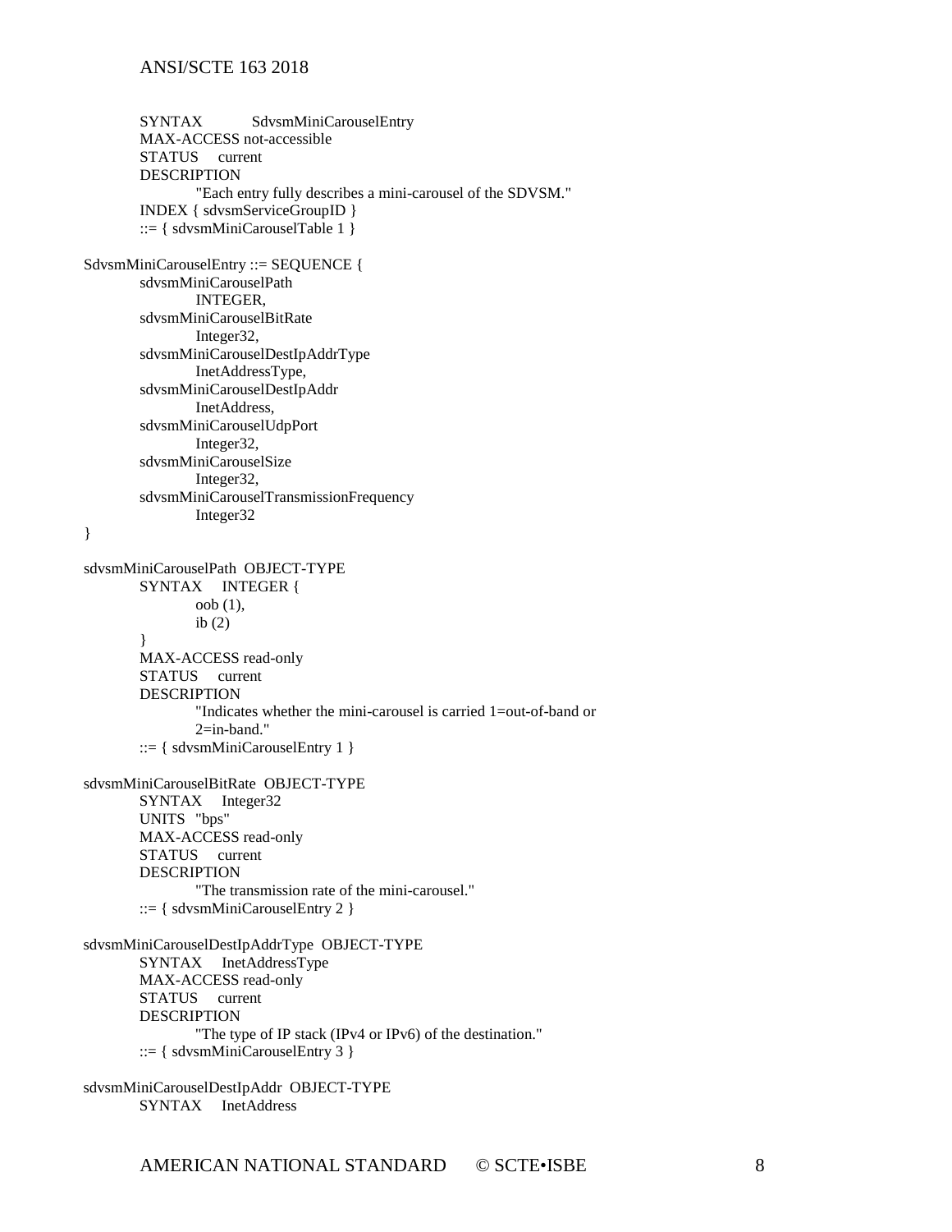```
        SYNTAX          SdvsmMiniCarouselEntry
        MAX-ACCESS not-accessible
        STATUS     current
        DESCRIPTION
                "Each entry fully describes a mini-carousel of the SDVSM."
        INDEX { sdvsmServiceGroupID }
        ::= { sdvsmMiniCarouselTable 1 }

SdvsmMiniCarouselEntry ::= SEQUENCE {
        sdvsmMiniCarouselPath
                INTEGER,
        sdvsmMiniCarouselBitRate
                Integer32,
        sdvsmMiniCarouselDestIpAddrType
                InetAddressType,
        sdvsmMiniCarouselDestIpAddr
                InetAddress,
        sdvsmMiniCarouselUdpPort
                Integer32,
        sdvsmMiniCarouselSize
                Integer32,
        sdvsmMiniCarouselTransmissionFrequency
                Integer32
}

sdvsmMiniCarouselPath  OBJECT-TYPE
        SYNTAX     INTEGER {
                oob (1),
                ib (2)
        }
        MAX-ACCESS read-only
        STATUS     current
        DESCRIPTION
                "Indicates whether the mini-carousel is carried 1=out-of-band or
                2=in-band."
        ::= { sdvsmMiniCarouselEntry 1 }

sdvsmMiniCarouselBitRate  OBJECT-TYPE
        SYNTAX     Integer32
        UNITS   "bps"
        MAX-ACCESS read-only
        STATUS     current
        DESCRIPTION
                "The transmission rate of the mini-carousel."
        ::= { sdvsmMiniCarouselEntry 2 }

sdvsmMiniCarouselDestIpAddrType  OBJECT-TYPE
        SYNTAX     InetAddressType
        MAX-ACCESS read-only
        STATUS     current
        DESCRIPTION
                "The type of IP stack (IPv4 or IPv6) of the destination."
        ::= { sdvsmMiniCarouselEntry 3 }

sdvsmMiniCarouselDestIpAddr  OBJECT-TYPE
        SYNTAX     InetAddress
```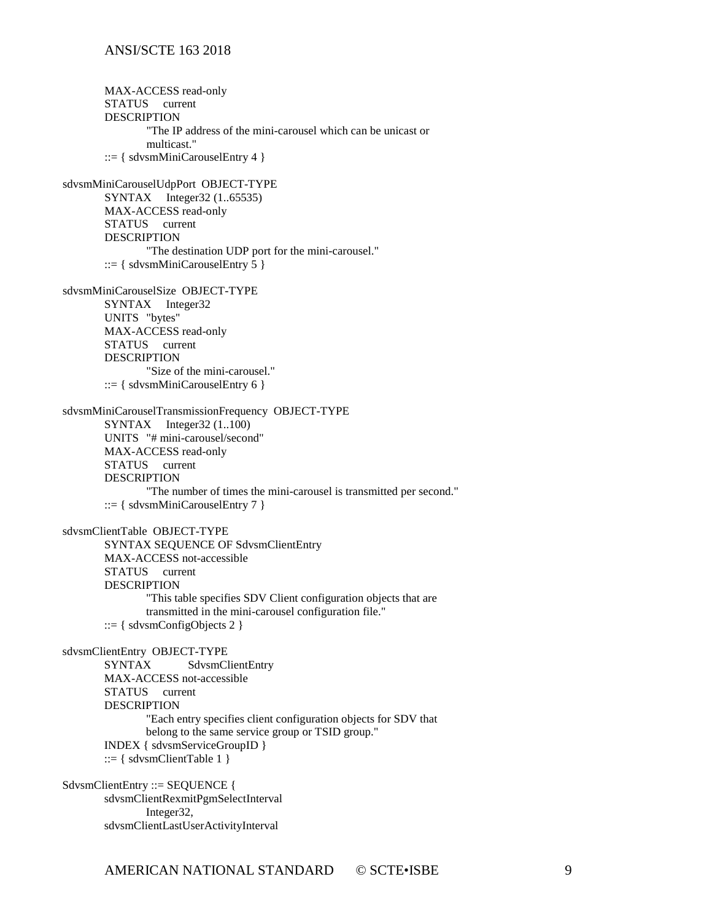```
        MAX-ACCESS read-only
        STATUS     current
        DESCRIPTION
                "The IP address of the mini-carousel which can be unicast or
                multicast."
        ::= { sdvsmMiniCarouselEntry 4 }

sdvsmMiniCarouselUdpPort  OBJECT-TYPE
        SYNTAX     Integer32 (1..65535)
        MAX-ACCESS read-only
        STATUS     current
        DESCRIPTION
                "The destination UDP port for the mini-carousel."
        ::= { sdvsmMiniCarouselEntry 5 }

sdvsmMiniCarouselSize  OBJECT-TYPE
        SYNTAX     Integer32
        UNITS  "bytes"
        MAX-ACCESS read-only
        STATUS     current
        DESCRIPTION
                "Size of the mini-carousel."
        ::= { sdvsmMiniCarouselEntry 6 }

sdvsmMiniCarouselTransmissionFrequency  OBJECT-TYPE
        SYNTAX     Integer32 (1..100)
        UNITS  "# mini-carousel/second"
        MAX-ACCESS read-only
        STATUS     current
        DESCRIPTION
                "The number of times the mini-carousel is transmitted per second."
        ::= { sdvsmMiniCarouselEntry 7 }

sdvsmClientTable  OBJECT-TYPE
        SYNTAX SEQUENCE OF SdvsmClientEntry
        MAX-ACCESS not-accessible
        STATUS     current
        DESCRIPTION
                "This table specifies SDV Client configuration objects that are
                transmitted in the mini-carousel configuration file."
        ::= { sdvsmConfigObjects 2 }

sdvsmClientEntry  OBJECT-TYPE
        SYNTAX          SdvsmClientEntry
        MAX-ACCESS not-accessible
        STATUS     current
        DESCRIPTION
                "Each entry specifies client configuration objects for SDV that
                belong to the same service group or TSID group."
        INDEX { sdvsmServiceGroupID }
        ::= { sdvsmClientTable 1 }

SdvsmClientEntry ::= SEQUENCE {
        sdvsmClientRexmitPgmSelectInterval
                Integer32,
        sdvsmClientLastUserActivityInterval
```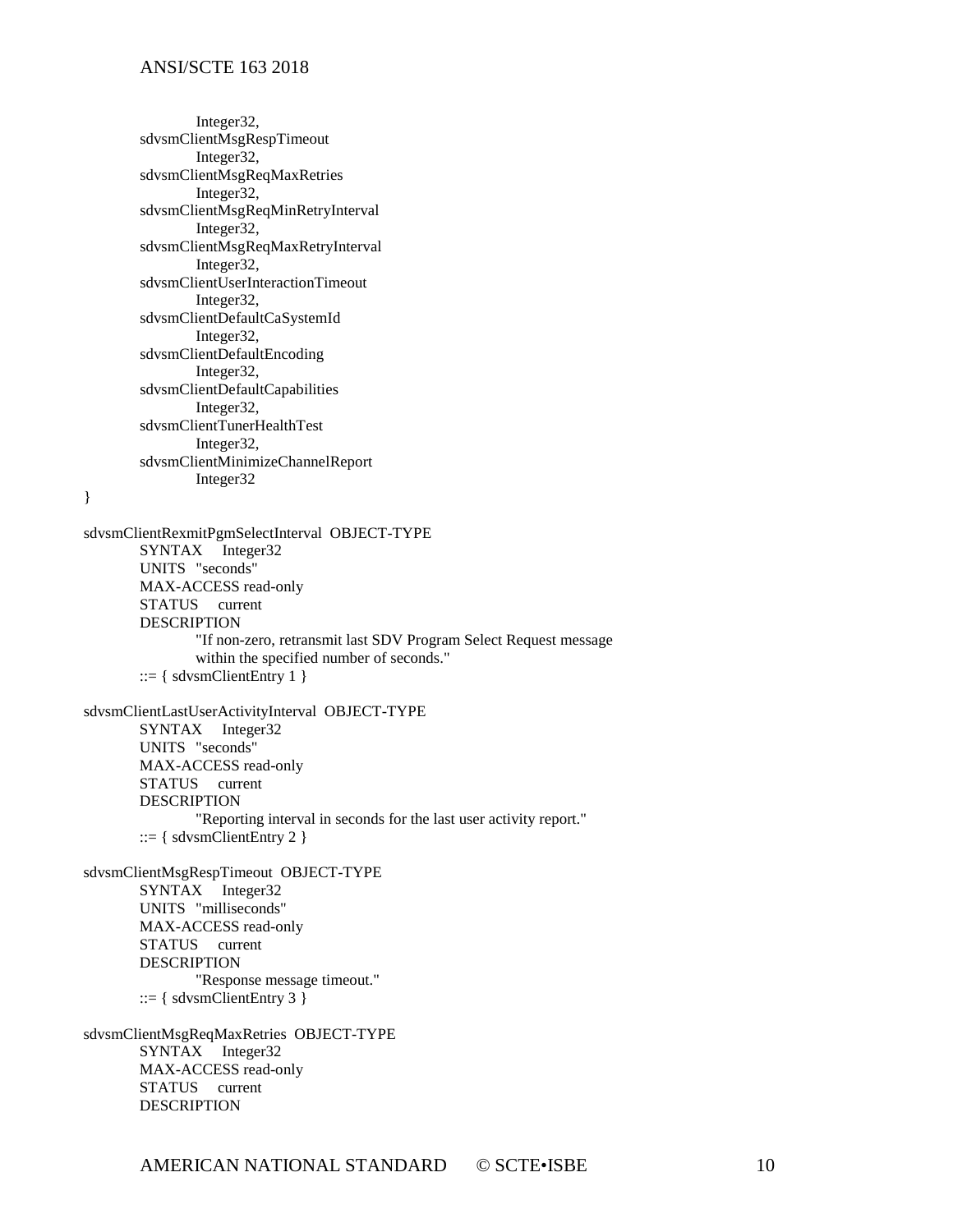```
            Integer32,
        sdvsmClientMsgRespTimeout
            Integer32,
        sdvsmClientMsgReqMaxRetries
            Integer32,
        sdvsmClientMsgReqMinRetryInterval
            Integer32,
        sdvsmClientMsgReqMaxRetryInterval
            Integer32,
        sdvsmClientUserInteractionTimeout
            Integer32,
        sdvsmClientDefaultCaSystemId
            Integer32,
        sdvsmClientDefaultEncoding
            Integer32,
        sdvsmClientDefaultCapabilities
            Integer32,
        sdvsmClientTunerHealthTest
            Integer32,
        sdvsmClientMinimizeChannelReport
            Integer32
}

sdvsmClientRexmitPgmSelectInterval  OBJECT-TYPE
        SYNTAX     Integer32
        UNITS  "seconds"
        MAX-ACCESS read-only
        STATUS     current
        DESCRIPTION
            "If non-zero, retransmit last SDV Program Select Request message
            within the specified number of seconds."
        ::= { sdvsmClientEntry 1 }

sdvsmClientLastUserActivityInterval  OBJECT-TYPE
        SYNTAX     Integer32
        UNITS  "seconds"
        MAX-ACCESS read-only
        STATUS     current
        DESCRIPTION
            "Reporting interval in seconds for the last user activity report."
        ::= { sdvsmClientEntry 2 }

sdvsmClientMsgRespTimeout  OBJECT-TYPE
        SYNTAX     Integer32
        UNITS  "milliseconds"
        MAX-ACCESS read-only
        STATUS     current
        DESCRIPTION
            "Response message timeout."
        ::= { sdvsmClientEntry 3 }

sdvsmClientMsgReqMaxRetries  OBJECT-TYPE
        SYNTAX     Integer32
        MAX-ACCESS read-only
        STATUS     current
        DESCRIPTION
```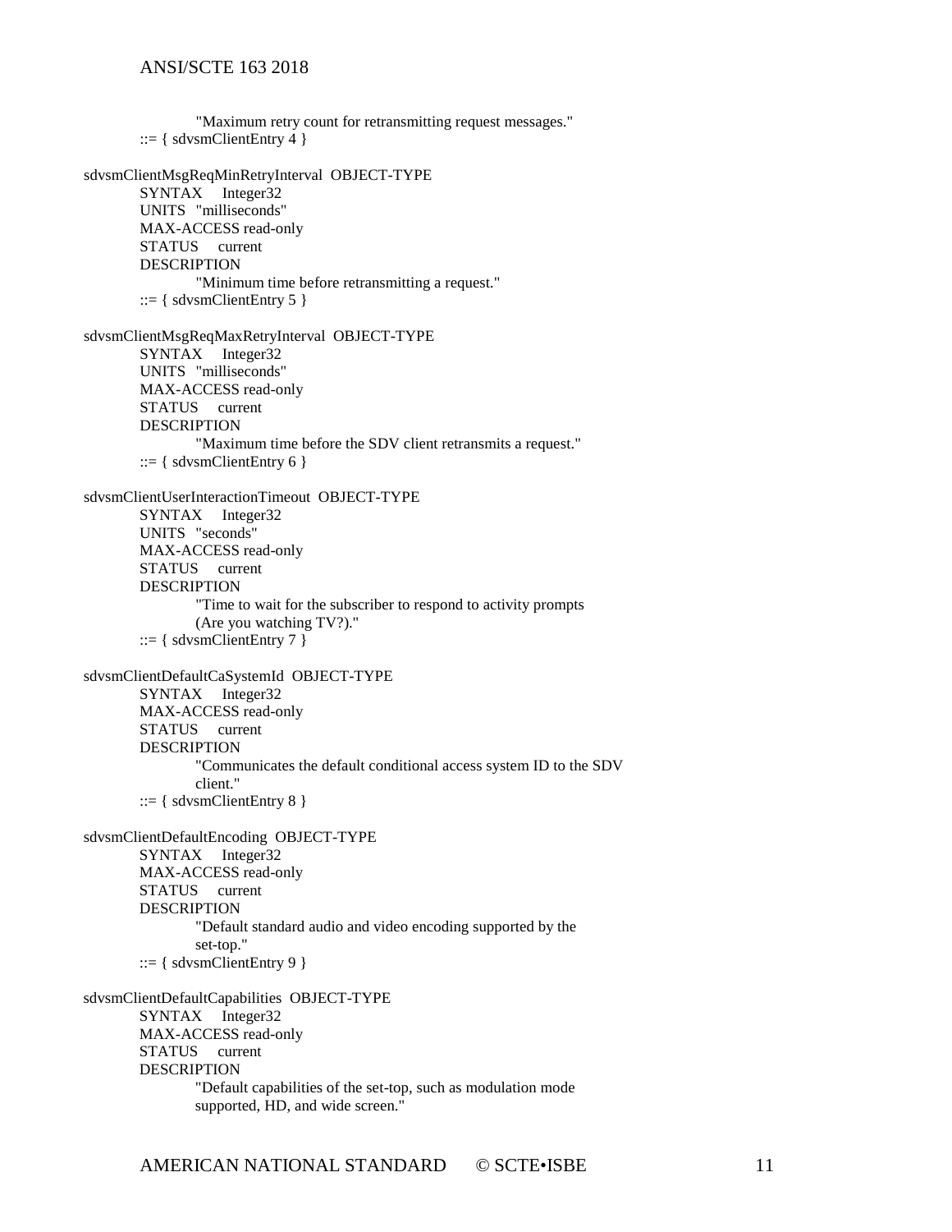```
            "Maximum retry count for retransmitting request messages."
    ::= { sdvsmClientEntry 4 }

sdvsmClientMsgReqMinRetryInterval  OBJECT-TYPE
    SYNTAX     Integer32
    UNITS   "milliseconds"
    MAX-ACCESS read-only
    STATUS     current
    DESCRIPTION
            "Minimum time before retransmitting a request."
    ::= { sdvsmClientEntry 5 }

sdvsmClientMsgReqMaxRetryInterval  OBJECT-TYPE
    SYNTAX     Integer32
    UNITS   "milliseconds"
    MAX-ACCESS read-only
    STATUS     current
    DESCRIPTION
            "Maximum time before the SDV client retransmits a request."
    ::= { sdvsmClientEntry 6 }

sdvsmClientUserInteractionTimeout  OBJECT-TYPE
    SYNTAX     Integer32
    UNITS   "seconds"
    MAX-ACCESS read-only
    STATUS     current
    DESCRIPTION
            "Time to wait for the subscriber to respond to activity prompts
            (Are you watching TV?)."
    ::= { sdvsmClientEntry 7 }

sdvsmClientDefaultCaSystemId  OBJECT-TYPE
    SYNTAX     Integer32
    MAX-ACCESS read-only
    STATUS     current
    DESCRIPTION
            "Communicates the default conditional access system ID to the SDV
            client."
    ::= { sdvsmClientEntry 8 }

sdvsmClientDefaultEncoding  OBJECT-TYPE
    SYNTAX     Integer32
    MAX-ACCESS read-only
    STATUS     current
    DESCRIPTION
            "Default standard audio and video encoding supported by the
            set-top."
    ::= { sdvsmClientEntry 9 }

sdvsmClientDefaultCapabilities  OBJECT-TYPE
    SYNTAX     Integer32
    MAX-ACCESS read-only
    STATUS     current
    DESCRIPTION
            "Default capabilities of the set-top, such as modulation mode
            supported, HD, and wide screen."
```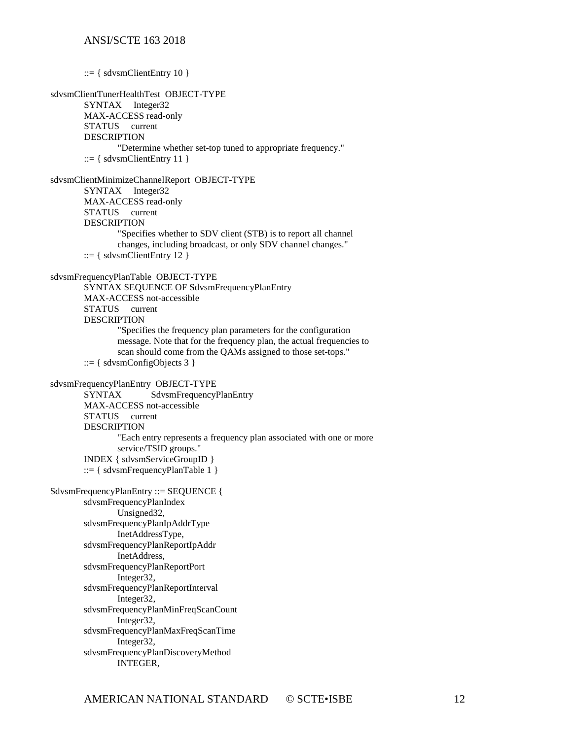```
        ::= { sdvsmClientEntry 10 }

sdvsmClientTunerHealthTest  OBJECT-TYPE
        SYNTAX     Integer32
        MAX-ACCESS read-only
        STATUS     current
        DESCRIPTION
                "Determine whether set-top tuned to appropriate frequency."
        ::= { sdvsmClientEntry 11 }

sdvsmClientMinimizeChannelReport  OBJECT-TYPE
        SYNTAX     Integer32
        MAX-ACCESS read-only
        STATUS     current
        DESCRIPTION
                "Specifies whether to SDV client (STB) is to report all channel
                changes, including broadcast, or only SDV channel changes."
        ::= { sdvsmClientEntry 12 }

sdvsmFrequencyPlanTable  OBJECT-TYPE
        SYNTAX SEQUENCE OF SdvsmFrequencyPlanEntry
        MAX-ACCESS not-accessible
        STATUS     current
        DESCRIPTION
                "Specifies the frequency plan parameters for the configuration
                message. Note that for the frequency plan, the actual frequencies to
                scan should come from the QAMs assigned to those set-tops."
        ::= { sdvsmConfigObjects 3 }

sdvsmFrequencyPlanEntry  OBJECT-TYPE
        SYNTAX          SdvsmFrequencyPlanEntry
        MAX-ACCESS not-accessible
        STATUS     current
        DESCRIPTION
                "Each entry represents a frequency plan associated with one or more
                service/TSID groups."
        INDEX { sdvsmServiceGroupID }
        ::= { sdvsmFrequencyPlanTable 1 }

SdvsmFrequencyPlanEntry ::= SEQUENCE {
        sdvsmFrequencyPlanIndex
                Unsigned32,
        sdvsmFrequencyPlanIpAddrType
                InetAddressType,
        sdvsmFrequencyPlanReportIpAddr
                InetAddress,
        sdvsmFrequencyPlanReportPort
                Integer32,
        sdvsmFrequencyPlanReportInterval
                Integer32,
        sdvsmFrequencyPlanMinFreqScanCount
                Integer32,
        sdvsmFrequencyPlanMaxFreqScanTime
                Integer32,
        sdvsmFrequencyPlanDiscoveryMethod
                INTEGER,
```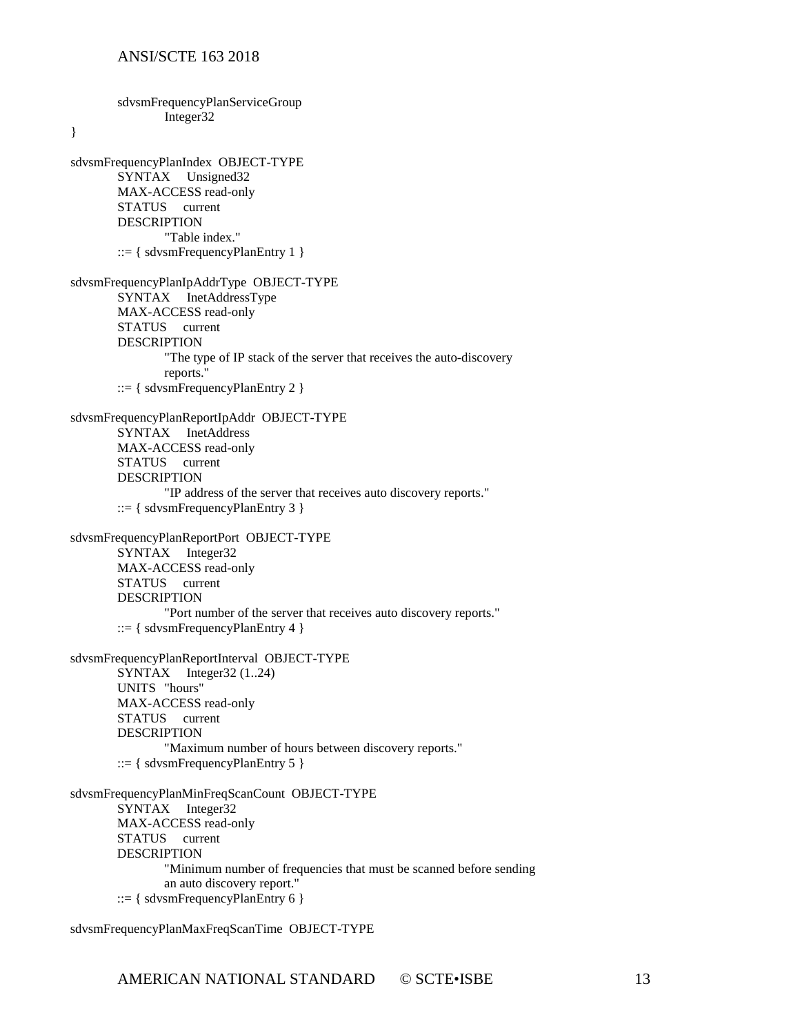```
        sdvsmFrequencyPlanServiceGroup
                Integer32
}

sdvsmFrequencyPlanIndex  OBJECT-TYPE
        SYNTAX     Unsigned32
        MAX-ACCESS read-only
        STATUS     current
        DESCRIPTION
                "Table index."
        ::= { sdvsmFrequencyPlanEntry 1 }

sdvsmFrequencyPlanIpAddrType  OBJECT-TYPE
        SYNTAX     InetAddressType
        MAX-ACCESS read-only
        STATUS     current
        DESCRIPTION
                "The type of IP stack of the server that receives the auto-discovery
                reports."
        ::= { sdvsmFrequencyPlanEntry 2 }

sdvsmFrequencyPlanReportIpAddr  OBJECT-TYPE
        SYNTAX     InetAddress
        MAX-ACCESS read-only
        STATUS     current
        DESCRIPTION
                "IP address of the server that receives auto discovery reports."
        ::= { sdvsmFrequencyPlanEntry 3 }

sdvsmFrequencyPlanReportPort  OBJECT-TYPE
        SYNTAX     Integer32
        MAX-ACCESS read-only
        STATUS     current
        DESCRIPTION
                "Port number of the server that receives auto discovery reports."
        ::= { sdvsmFrequencyPlanEntry 4 }

sdvsmFrequencyPlanReportInterval  OBJECT-TYPE
        SYNTAX     Integer32 (1..24)
        UNITS   "hours"
        MAX-ACCESS read-only
        STATUS     current
        DESCRIPTION
                "Maximum number of hours between discovery reports."
        ::= { sdvsmFrequencyPlanEntry 5 }

sdvsmFrequencyPlanMinFreqScanCount  OBJECT-TYPE
        SYNTAX     Integer32
        MAX-ACCESS read-only
        STATUS     current
        DESCRIPTION
                "Minimum number of frequencies that must be scanned before sending
                an auto discovery report."
        ::= { sdvsmFrequencyPlanEntry 6 }

sdvsmFrequencyPlanMaxFreqScanTime  OBJECT-TYPE
```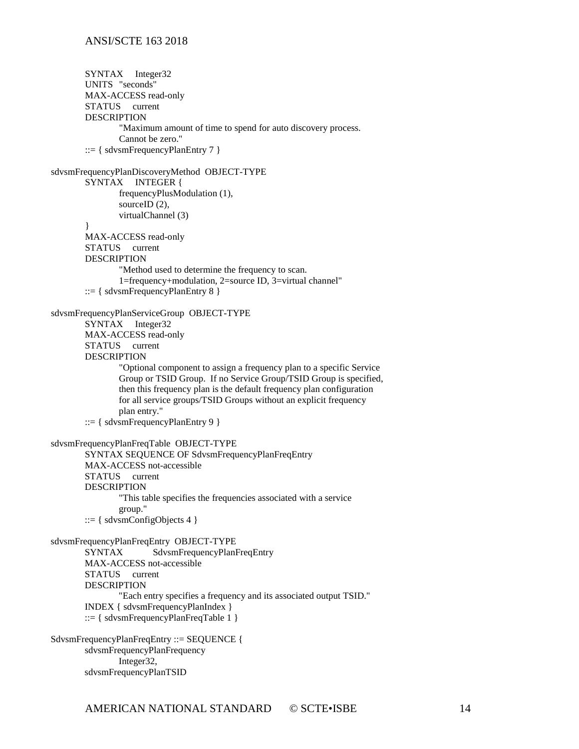```
        SYNTAX     Integer32
        UNITS  "seconds"
        MAX-ACCESS read-only
        STATUS     current
        DESCRIPTION
                "Maximum amount of time to spend for auto discovery process.
                Cannot be zero."
        ::= { sdvsmFrequencyPlanEntry 7 }

sdvsmFrequencyPlanDiscoveryMethod  OBJECT-TYPE
        SYNTAX     INTEGER {
                frequencyPlusModulation (1),
                sourceID (2),
                virtualChannel (3)
        }
        MAX-ACCESS read-only
        STATUS     current
        DESCRIPTION
                "Method used to determine the frequency to scan.
                1=frequency+modulation, 2=source ID, 3=virtual channel"
        ::= { sdvsmFrequencyPlanEntry 8 }

sdvsmFrequencyPlanServiceGroup  OBJECT-TYPE
        SYNTAX     Integer32
        MAX-ACCESS read-only
        STATUS     current
        DESCRIPTION
                "Optional component to assign a frequency plan to a specific Service
                Group or TSID Group.  If no Service Group/TSID Group is specified,
                then this frequency plan is the default frequency plan configuration
                for all service groups/TSID Groups without an explicit frequency
                plan entry."
        ::= { sdvsmFrequencyPlanEntry 9 }

sdvsmFrequencyPlanFreqTable  OBJECT-TYPE
        SYNTAX SEQUENCE OF SdvsmFrequencyPlanFreqEntry
        MAX-ACCESS not-accessible
        STATUS     current
        DESCRIPTION
                "This table specifies the frequencies associated with a service
                group."
        ::= { sdvsmConfigObjects 4 }

sdvsmFrequencyPlanFreqEntry  OBJECT-TYPE
        SYNTAX          SdvsmFrequencyPlanFreqEntry
        MAX-ACCESS not-accessible
        STATUS     current
        DESCRIPTION
                "Each entry specifies a frequency and its associated output TSID."
        INDEX { sdvsmFrequencyPlanIndex }
        ::= { sdvsmFrequencyPlanFreqTable 1 }

SdvsmFrequencyPlanFreqEntry ::= SEQUENCE {
        sdvsmFrequencyPlanFrequency
                Integer32,
        sdvsmFrequencyPlanTSID
```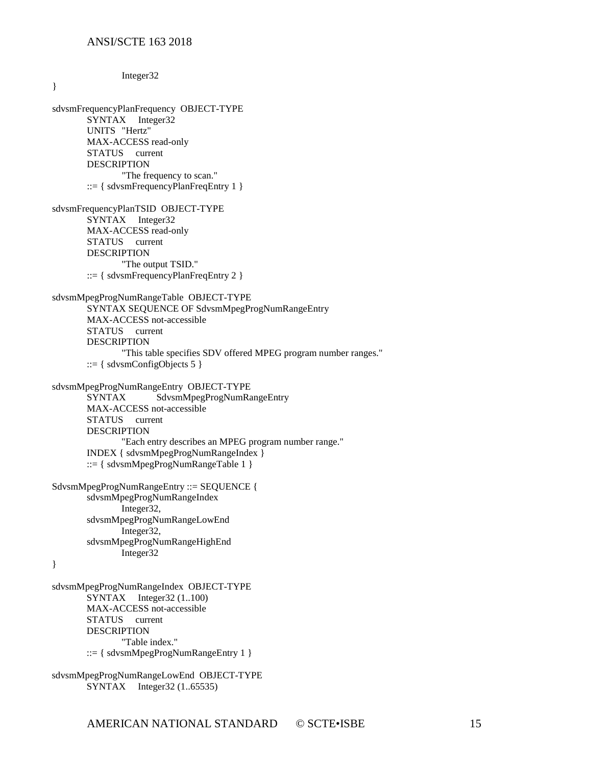```
                Integer32
}

sdvsmFrequencyPlanFrequency  OBJECT-TYPE
        SYNTAX     Integer32
        UNITS  "Hertz"
        MAX-ACCESS read-only
        STATUS     current
        DESCRIPTION
                "The frequency to scan."
        ::= { sdvsmFrequencyPlanFreqEntry 1 }

sdvsmFrequencyPlanTSID  OBJECT-TYPE
        SYNTAX     Integer32
        MAX-ACCESS read-only
        STATUS     current
        DESCRIPTION
                "The output TSID."
        ::= { sdvsmFrequencyPlanFreqEntry 2 }

sdvsmMpegProgNumRangeTable  OBJECT-TYPE
        SYNTAX SEQUENCE OF SdvsmMpegProgNumRangeEntry
        MAX-ACCESS not-accessible
        STATUS     current
        DESCRIPTION
                "This table specifies SDV offered MPEG program number ranges."
        ::= { sdvsmConfigObjects 5 }

sdvsmMpegProgNumRangeEntry  OBJECT-TYPE
        SYNTAX          SdvsmMpegProgNumRangeEntry
        MAX-ACCESS not-accessible
        STATUS     current
        DESCRIPTION
                "Each entry describes an MPEG program number range."
        INDEX { sdvsmMpegProgNumRangeIndex }
        ::= { sdvsmMpegProgNumRangeTable 1 }

SdvsmMpegProgNumRangeEntry ::= SEQUENCE {
        sdvsmMpegProgNumRangeIndex
                Integer32,
        sdvsmMpegProgNumRangeLowEnd
                Integer32,
        sdvsmMpegProgNumRangeHighEnd
                Integer32
}

sdvsmMpegProgNumRangeIndex  OBJECT-TYPE
        SYNTAX     Integer32 (1..100)
        MAX-ACCESS not-accessible
        STATUS     current
        DESCRIPTION
                "Table index."
        ::= { sdvsmMpegProgNumRangeEntry 1 }

sdvsmMpegProgNumRangeLowEnd  OBJECT-TYPE
        SYNTAX     Integer32 (1..65535)
```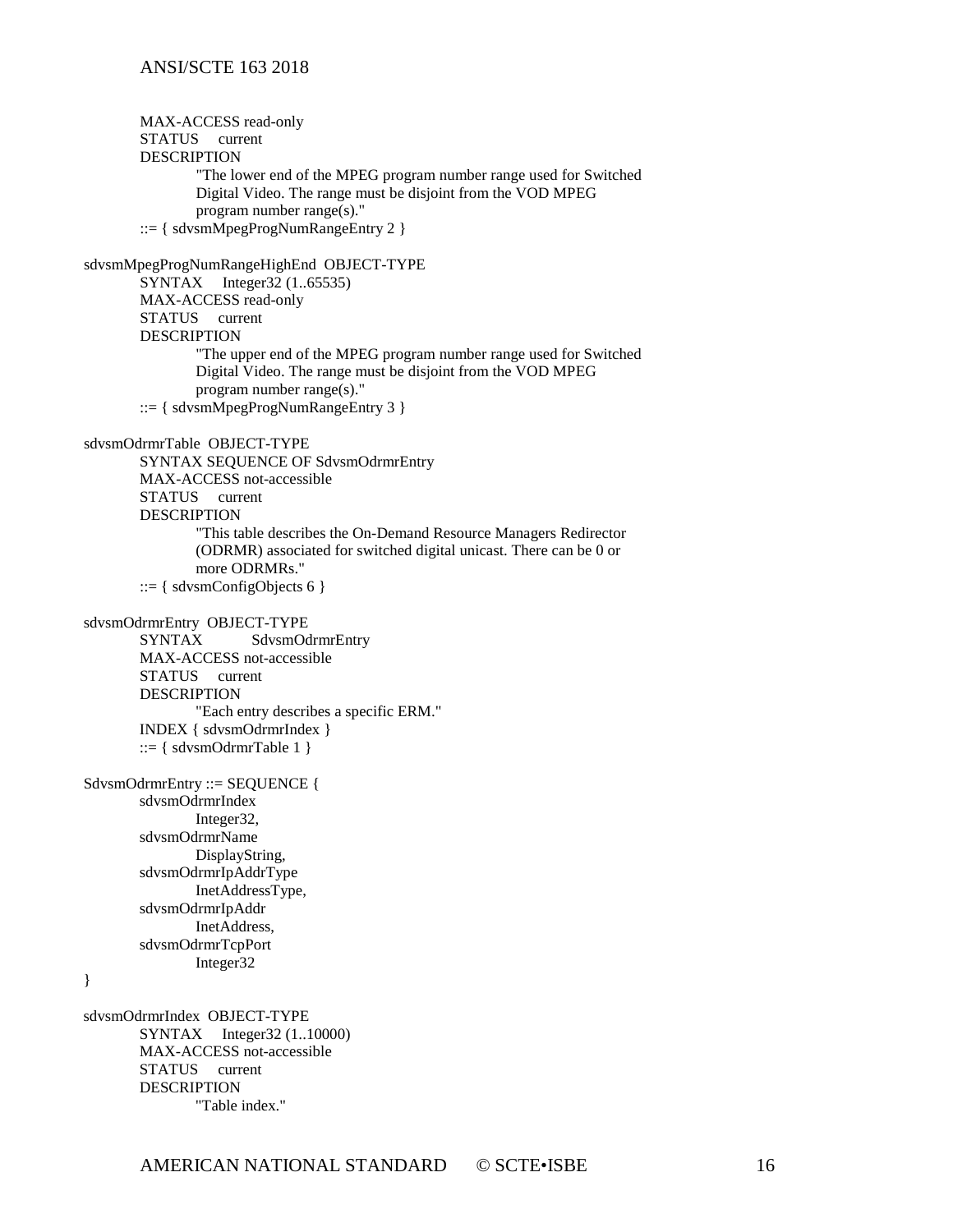```
        MAX-ACCESS read-only
        STATUS     current
        DESCRIPTION
                "The lower end of the MPEG program number range used for Switched
                Digital Video. The range must be disjoint from the VOD MPEG
                program number range(s)."
        ::= { sdvsmMpegProgNumRangeEntry 2 }

sdvsmMpegProgNumRangeHighEnd  OBJECT-TYPE
        SYNTAX     Integer32 (1..65535)
        MAX-ACCESS read-only
        STATUS     current
        DESCRIPTION
                "The upper end of the MPEG program number range used for Switched
                Digital Video. The range must be disjoint from the VOD MPEG
                program number range(s)."
        ::= { sdvsmMpegProgNumRangeEntry 3 }

sdvsmOdrmrTable  OBJECT-TYPE
        SYNTAX SEQUENCE OF SdvsmOdrmrEntry
        MAX-ACCESS not-accessible
        STATUS     current
        DESCRIPTION
                "This table describes the On-Demand Resource Managers Redirector
                (ODRMR) associated for switched digital unicast. There can be 0 or
                more ODRMRs."
        ::= { sdvsmConfigObjects 6 }

sdvsmOdrmrEntry  OBJECT-TYPE
        SYNTAX          SdvsmOdrmrEntry
        MAX-ACCESS not-accessible
        STATUS     current
        DESCRIPTION
                "Each entry describes a specific ERM."
        INDEX { sdvsmOdrmrIndex }
        ::= { sdvsmOdrmrTable 1 }

SdvsmOdrmrEntry ::= SEQUENCE {
        sdvsmOdrmrIndex
                Integer32,
        sdvsmOdrmrName
                DisplayString,
        sdvsmOdrmrIpAddrType
                InetAddressType,
        sdvsmOdrmrIpAddr
                InetAddress,
        sdvsmOdrmrTcpPort
                Integer32
}

sdvsmOdrmrIndex  OBJECT-TYPE
        SYNTAX     Integer32 (1..10000)
        MAX-ACCESS not-accessible
        STATUS     current
        DESCRIPTION
                "Table index."
```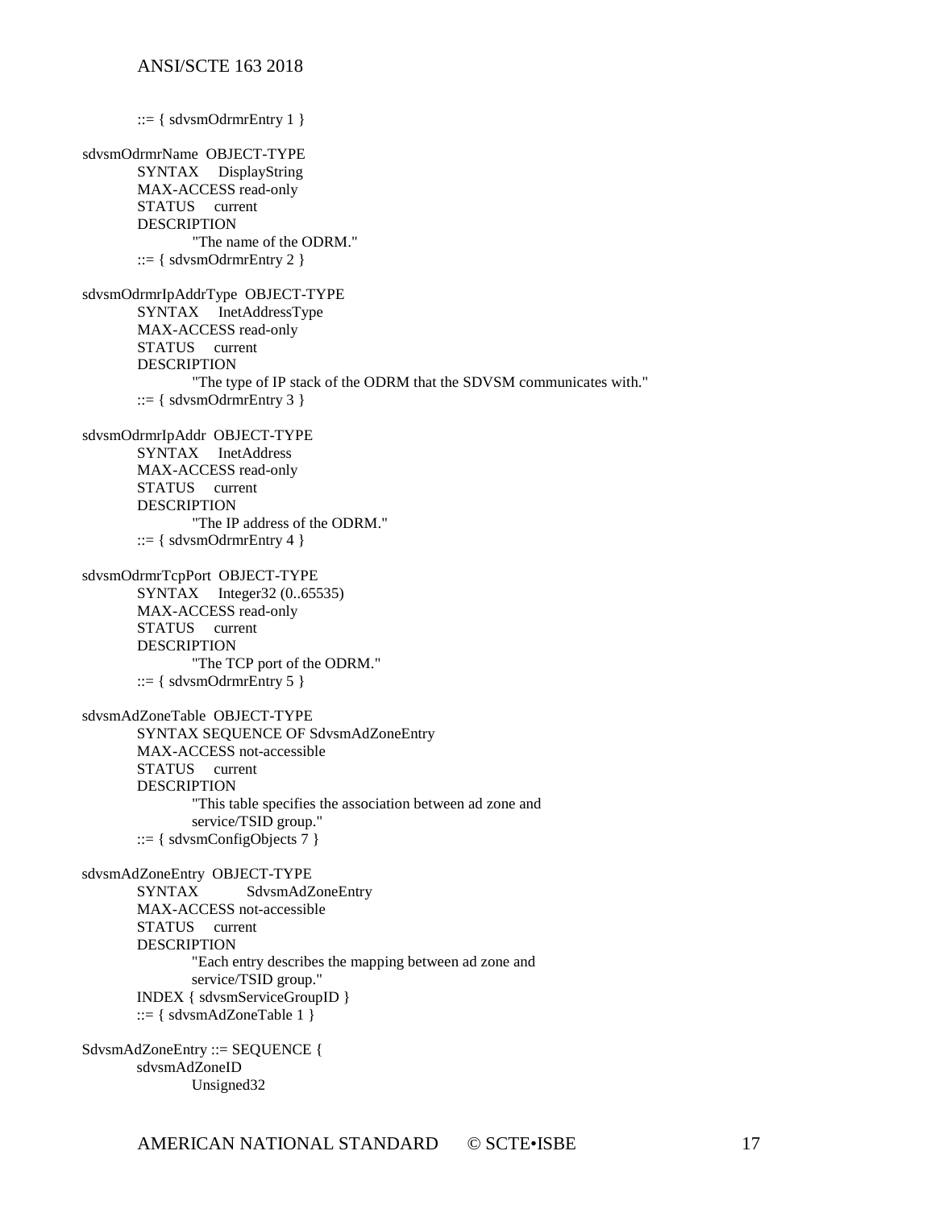```
        ::= { sdvsmOdrmrEntry 1 }

sdvsmOdrmrName  OBJECT-TYPE
        SYNTAX     DisplayString
        MAX-ACCESS read-only
        STATUS     current
        DESCRIPTION
                "The name of the ODRM."
        ::= { sdvsmOdrmrEntry 2 }

sdvsmOdrmrIpAddrType  OBJECT-TYPE
        SYNTAX     InetAddressType
        MAX-ACCESS read-only
        STATUS     current
        DESCRIPTION
                "The type of IP stack of the ODRM that the SDVSM communicates with."
        ::= { sdvsmOdrmrEntry 3 }

sdvsmOdrmrIpAddr  OBJECT-TYPE
        SYNTAX     InetAddress
        MAX-ACCESS read-only
        STATUS     current
        DESCRIPTION
                "The IP address of the ODRM."
        ::= { sdvsmOdrmrEntry 4 }

sdvsmOdrmrTcpPort  OBJECT-TYPE
        SYNTAX     Integer32 (0..65535)
        MAX-ACCESS read-only
        STATUS     current
        DESCRIPTION
                "The TCP port of the ODRM."
        ::= { sdvsmOdrmrEntry 5 }

sdvsmAdZoneTable  OBJECT-TYPE
        SYNTAX SEQUENCE OF SdvsmAdZoneEntry
        MAX-ACCESS not-accessible
        STATUS     current
        DESCRIPTION
                "This table specifies the association between ad zone and
                service/TSID group."
        ::= { sdvsmConfigObjects 7 }

sdvsmAdZoneEntry  OBJECT-TYPE
        SYNTAX          SdvsmAdZoneEntry
        MAX-ACCESS not-accessible
        STATUS     current
        DESCRIPTION
                "Each entry describes the mapping between ad zone and
                service/TSID group."
        INDEX { sdvsmServiceGroupID }
        ::= { sdvsmAdZoneTable 1 }

SdvsmAdZoneEntry ::= SEQUENCE {
        sdvsmAdZoneID
                Unsigned32
```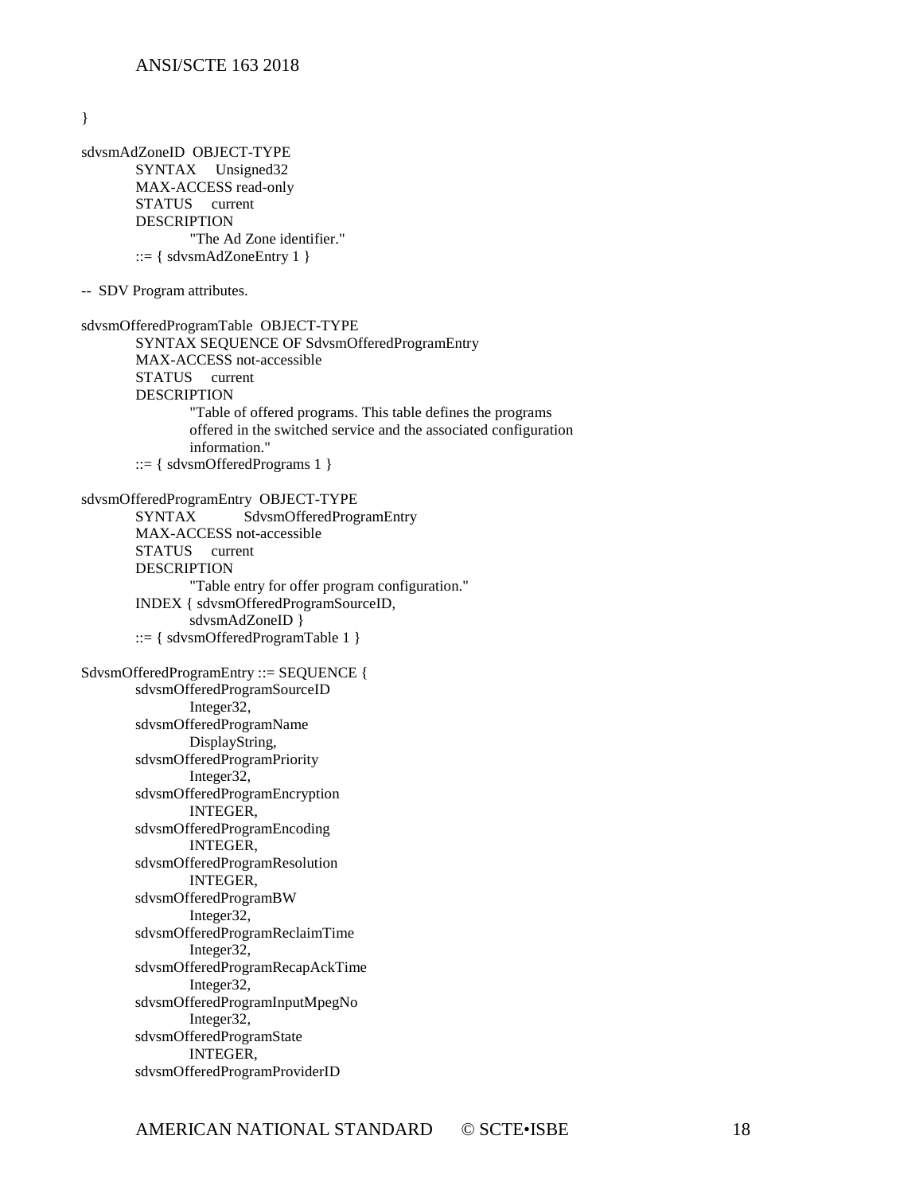```
}

sdvsmAdZoneID  OBJECT-TYPE
        SYNTAX     Unsigned32
        MAX-ACCESS read-only
        STATUS     current
        DESCRIPTION
                "The Ad Zone identifier."
        ::= { sdvsmAdZoneEntry 1 }

--  SDV Program attributes.

sdvsmOfferedProgramTable  OBJECT-TYPE
        SYNTAX SEQUENCE OF SdvsmOfferedProgramEntry
        MAX-ACCESS not-accessible
        STATUS     current
        DESCRIPTION
                "Table of offered programs. This table defines the programs
                offered in the switched service and the associated configuration
                information."
        ::= { sdvsmOfferedPrograms 1 }

sdvsmOfferedProgramEntry  OBJECT-TYPE
        SYNTAX          SdvsmOfferedProgramEntry
        MAX-ACCESS not-accessible
        STATUS     current
        DESCRIPTION
                "Table entry for offer program configuration."
        INDEX { sdvsmOfferedProgramSourceID,
                sdvsmAdZoneID }
        ::= { sdvsmOfferedProgramTable 1 }

SdvsmOfferedProgramEntry ::= SEQUENCE {
        sdvsmOfferedProgramSourceID
                Integer32,
        sdvsmOfferedProgramName
                DisplayString,
        sdvsmOfferedProgramPriority
                Integer32,
        sdvsmOfferedProgramEncryption
                INTEGER,
        sdvsmOfferedProgramEncoding
                INTEGER,
        sdvsmOfferedProgramResolution
                INTEGER,
        sdvsmOfferedProgramBW
                Integer32,
        sdvsmOfferedProgramReclaimTime
                Integer32,
        sdvsmOfferedProgramRecapAckTime
                Integer32,
        sdvsmOfferedProgramInputMpegNo
                Integer32,
        sdvsmOfferedProgramState
                INTEGER,
        sdvsmOfferedProgramProviderID
```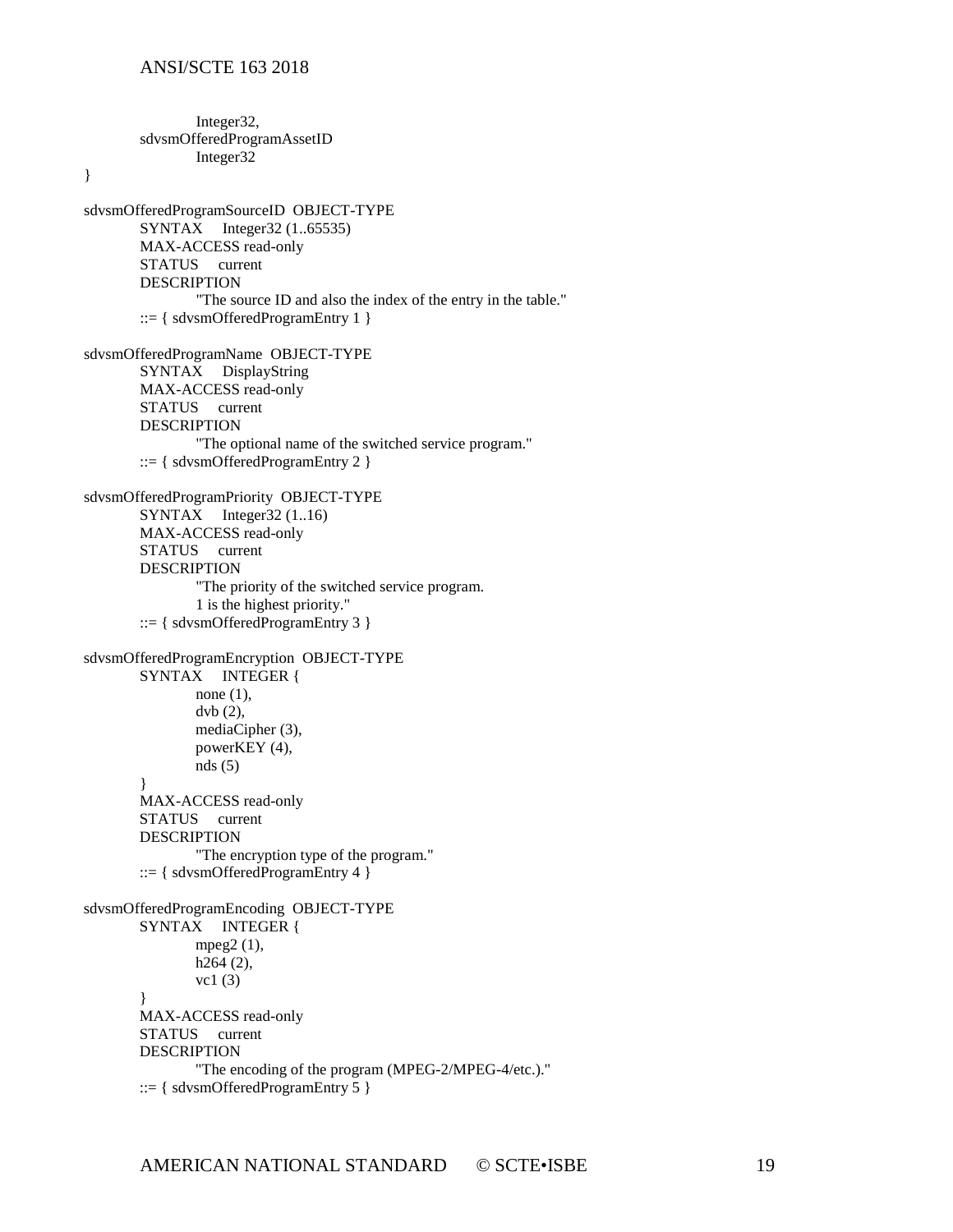```
            Integer32,
        sdvsmOfferedProgramAssetID
            Integer32
}

sdvsmOfferedProgramSourceID  OBJECT-TYPE
        SYNTAX     Integer32 (1..65535)
        MAX-ACCESS read-only
        STATUS     current
        DESCRIPTION
            "The source ID and also the index of the entry in the table."
        ::= { sdvsmOfferedProgramEntry 1 }

sdvsmOfferedProgramName  OBJECT-TYPE
        SYNTAX     DisplayString
        MAX-ACCESS read-only
        STATUS     current
        DESCRIPTION
            "The optional name of the switched service program."
        ::= { sdvsmOfferedProgramEntry 2 }

sdvsmOfferedProgramPriority  OBJECT-TYPE
        SYNTAX     Integer32 (1..16)
        MAX-ACCESS read-only
        STATUS     current
        DESCRIPTION
            "The priority of the switched service program.
            1 is the highest priority."
        ::= { sdvsmOfferedProgramEntry 3 }

sdvsmOfferedProgramEncryption  OBJECT-TYPE
        SYNTAX     INTEGER {
            none (1),
            dvb (2),
            mediaCipher (3),
            powerKEY (4),
            nds (5)
        }
        MAX-ACCESS read-only
        STATUS     current
        DESCRIPTION
            "The encryption type of the program."
        ::= { sdvsmOfferedProgramEntry 4 }

sdvsmOfferedProgramEncoding  OBJECT-TYPE
        SYNTAX     INTEGER {
            mpeg2 (1),
            h264 (2),
            vc1 (3)
        }
        MAX-ACCESS read-only
        STATUS     current
        DESCRIPTION
            "The encoding of the program (MPEG-2/MPEG-4/etc.)."
        ::= { sdvsmOfferedProgramEntry 5 }
```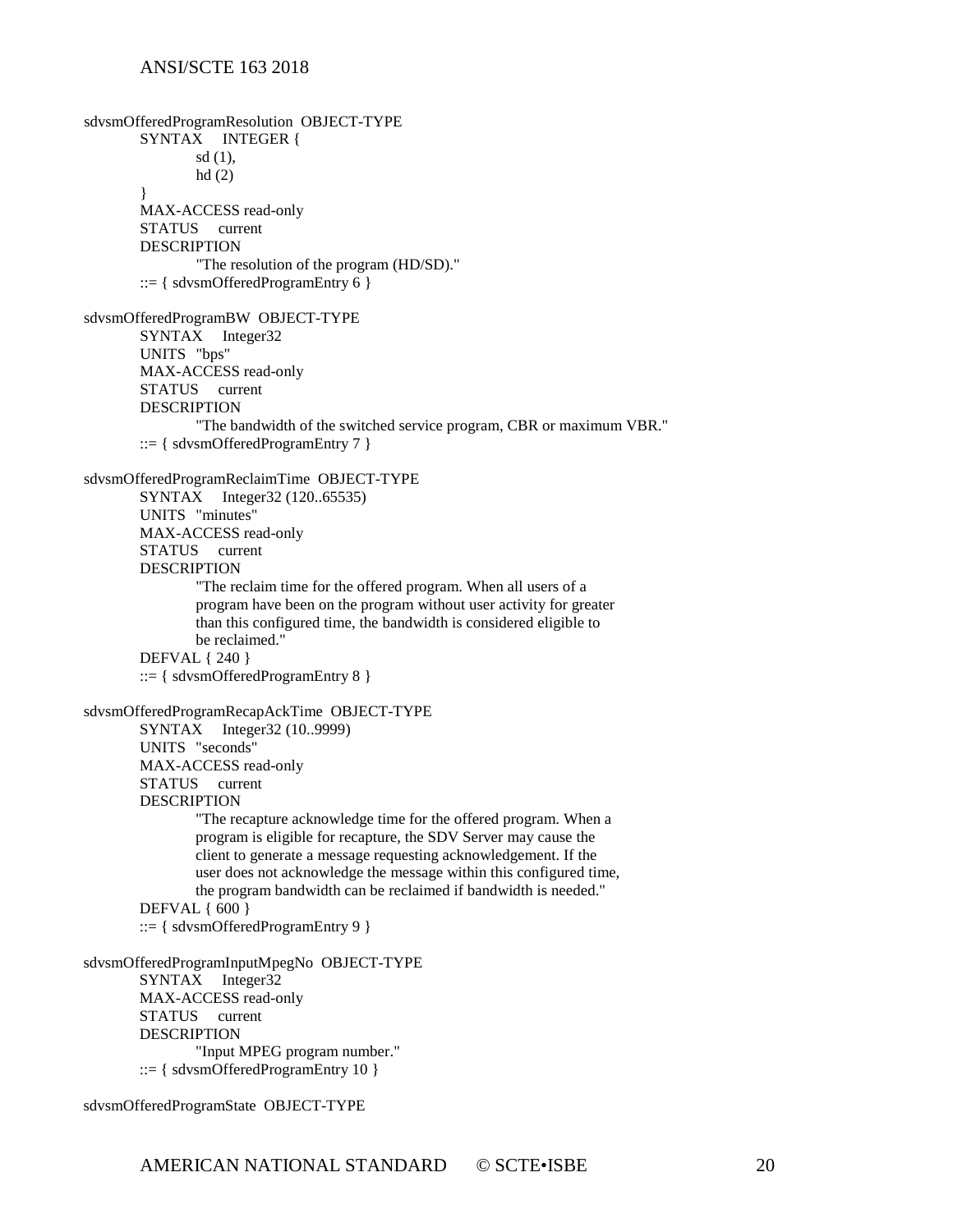```
sdvsmOfferedProgramResolution  OBJECT-TYPE
        SYNTAX     INTEGER {
                sd (1),
                hd (2)
        }
        MAX-ACCESS read-only
        STATUS     current
        DESCRIPTION
                "The resolution of the program (HD/SD)."
        ::= { sdvsmOfferedProgramEntry 6 }

sdvsmOfferedProgramBW  OBJECT-TYPE
        SYNTAX     Integer32
        UNITS   "bps"
        MAX-ACCESS read-only
        STATUS     current
        DESCRIPTION
                "The bandwidth of the switched service program, CBR or maximum VBR."
        ::= { sdvsmOfferedProgramEntry 7 }

sdvsmOfferedProgramReclaimTime  OBJECT-TYPE
        SYNTAX     Integer32 (120..65535)
        UNITS   "minutes"
        MAX-ACCESS read-only
        STATUS     current
        DESCRIPTION
                "The reclaim time for the offered program. When all users of a
                program have been on the program without user activity for greater
                than this configured time, the bandwidth is considered eligible to
                be reclaimed."
        DEFVAL { 240 }
        ::= { sdvsmOfferedProgramEntry 8 }

sdvsmOfferedProgramRecapAckTime  OBJECT-TYPE
        SYNTAX     Integer32 (10..9999)
        UNITS   "seconds"
        MAX-ACCESS read-only
        STATUS     current
        DESCRIPTION
                "The recapture acknowledge time for the offered program. When a
                program is eligible for recapture, the SDV Server may cause the
                client to generate a message requesting acknowledgement. If the
                user does not acknowledge the message within this configured time,
                the program bandwidth can be reclaimed if bandwidth is needed."
        DEFVAL { 600 }
        ::= { sdvsmOfferedProgramEntry 9 }

sdvsmOfferedProgramInputMpegNo  OBJECT-TYPE
        SYNTAX     Integer32
        MAX-ACCESS read-only
        STATUS     current
        DESCRIPTION
                "Input MPEG program number."
        ::= { sdvsmOfferedProgramEntry 10 }

sdvsmOfferedProgramState  OBJECT-TYPE
```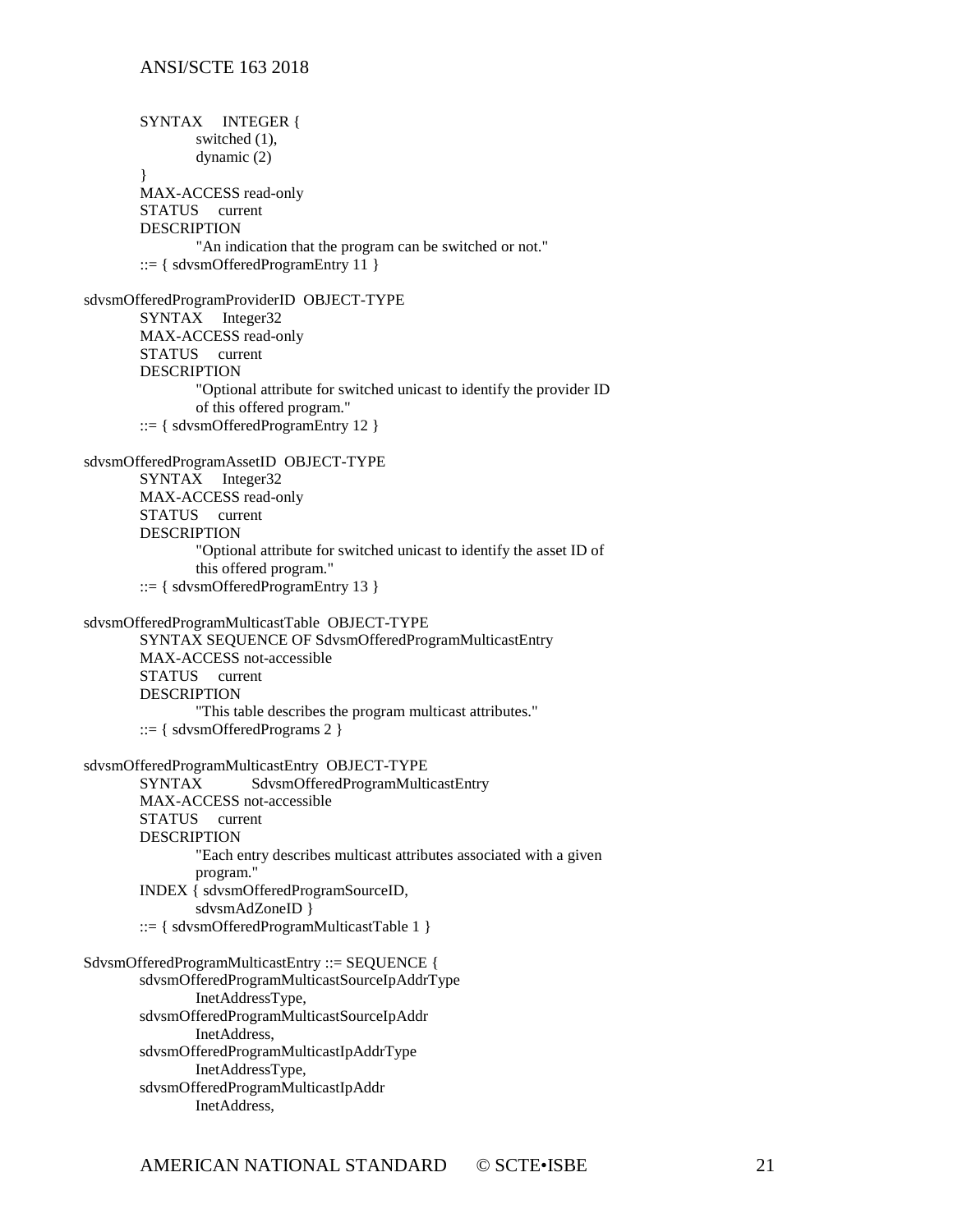```
        SYNTAX     INTEGER {
                switched (1),
                dynamic (2)
        }
        MAX-ACCESS read-only
        STATUS     current
        DESCRIPTION
                "An indication that the program can be switched or not."
        ::= { sdvsmOfferedProgramEntry 11 }

sdvsmOfferedProgramProviderID  OBJECT-TYPE
        SYNTAX     Integer32
        MAX-ACCESS read-only
        STATUS     current
        DESCRIPTION
                "Optional attribute for switched unicast to identify the provider ID
                of this offered program."
        ::= { sdvsmOfferedProgramEntry 12 }

sdvsmOfferedProgramAssetID  OBJECT-TYPE
        SYNTAX     Integer32
        MAX-ACCESS read-only
        STATUS     current
        DESCRIPTION
                "Optional attribute for switched unicast to identify the asset ID of
                this offered program."
        ::= { sdvsmOfferedProgramEntry 13 }

sdvsmOfferedProgramMulticastTable  OBJECT-TYPE
        SYNTAX SEQUENCE OF SdvsmOfferedProgramMulticastEntry
        MAX-ACCESS not-accessible
        STATUS     current
        DESCRIPTION
                "This table describes the program multicast attributes."
        ::= { sdvsmOfferedPrograms 2 }

sdvsmOfferedProgramMulticastEntry  OBJECT-TYPE
        SYNTAX          SdvsmOfferedProgramMulticastEntry
        MAX-ACCESS not-accessible
        STATUS     current
        DESCRIPTION
                "Each entry describes multicast attributes associated with a given
                program."
        INDEX { sdvsmOfferedProgramSourceID,
                sdvsmAdZoneID }
        ::= { sdvsmOfferedProgramMulticastTable 1 }

SdvsmOfferedProgramMulticastEntry ::= SEQUENCE {
        sdvsmOfferedProgramMulticastSourceIpAddrType
                InetAddressType,
        sdvsmOfferedProgramMulticastSourceIpAddr
                InetAddress,
        sdvsmOfferedProgramMulticastIpAddrType
                InetAddressType,
        sdvsmOfferedProgramMulticastIpAddr
                InetAddress,
```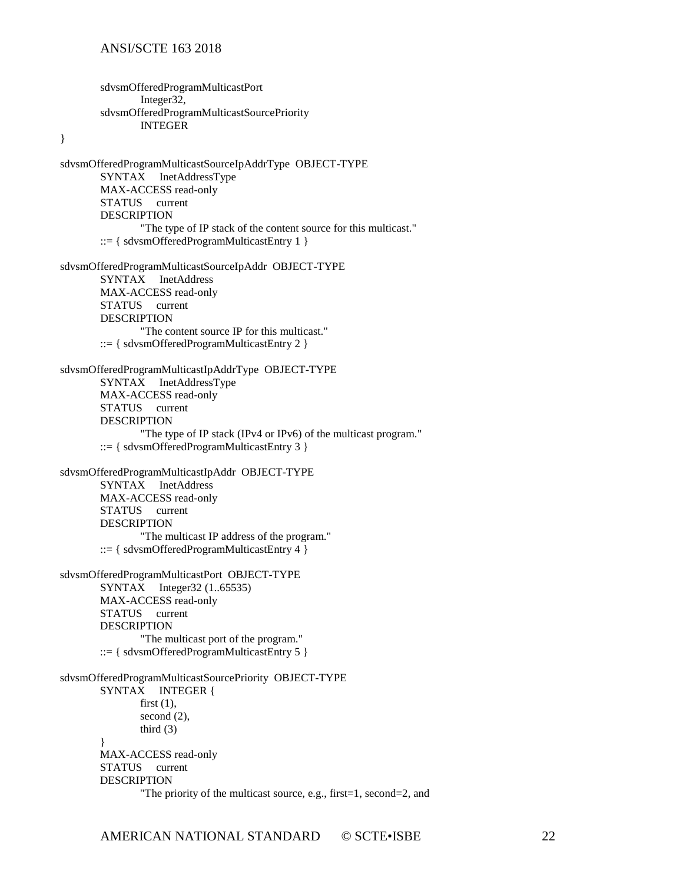```
        sdvsmOfferedProgramMulticastPort
                Integer32,
        sdvsmOfferedProgramMulticastSourcePriority
                INTEGER
}

sdvsmOfferedProgramMulticastSourceIpAddrType  OBJECT-TYPE
        SYNTAX     InetAddressType
        MAX-ACCESS read-only
        STATUS     current
        DESCRIPTION
                "The type of IP stack of the content source for this multicast."
        ::= { sdvsmOfferedProgramMulticastEntry 1 }

sdvsmOfferedProgramMulticastSourceIpAddr  OBJECT-TYPE
        SYNTAX     InetAddress
        MAX-ACCESS read-only
        STATUS     current
        DESCRIPTION
                "The content source IP for this multicast."
        ::= { sdvsmOfferedProgramMulticastEntry 2 }

sdvsmOfferedProgramMulticastIpAddrType  OBJECT-TYPE
        SYNTAX     InetAddressType
        MAX-ACCESS read-only
        STATUS     current
        DESCRIPTION
                "The type of IP stack (IPv4 or IPv6) of the multicast program."
        ::= { sdvsmOfferedProgramMulticastEntry 3 }

sdvsmOfferedProgramMulticastIpAddr  OBJECT-TYPE
        SYNTAX     InetAddress
        MAX-ACCESS read-only
        STATUS     current
        DESCRIPTION
                "The multicast IP address of the program."
        ::= { sdvsmOfferedProgramMulticastEntry 4 }

sdvsmOfferedProgramMulticastPort  OBJECT-TYPE
        SYNTAX     Integer32 (1..65535)
        MAX-ACCESS read-only
        STATUS     current
        DESCRIPTION
                "The multicast port of the program."
        ::= { sdvsmOfferedProgramMulticastEntry 5 }

sdvsmOfferedProgramMulticastSourcePriority  OBJECT-TYPE
        SYNTAX     INTEGER {
                first (1),
                second (2),
                third (3)
        }
        MAX-ACCESS read-only
        STATUS     current
        DESCRIPTION
                "The priority of the multicast source, e.g., first=1, second=2, and
```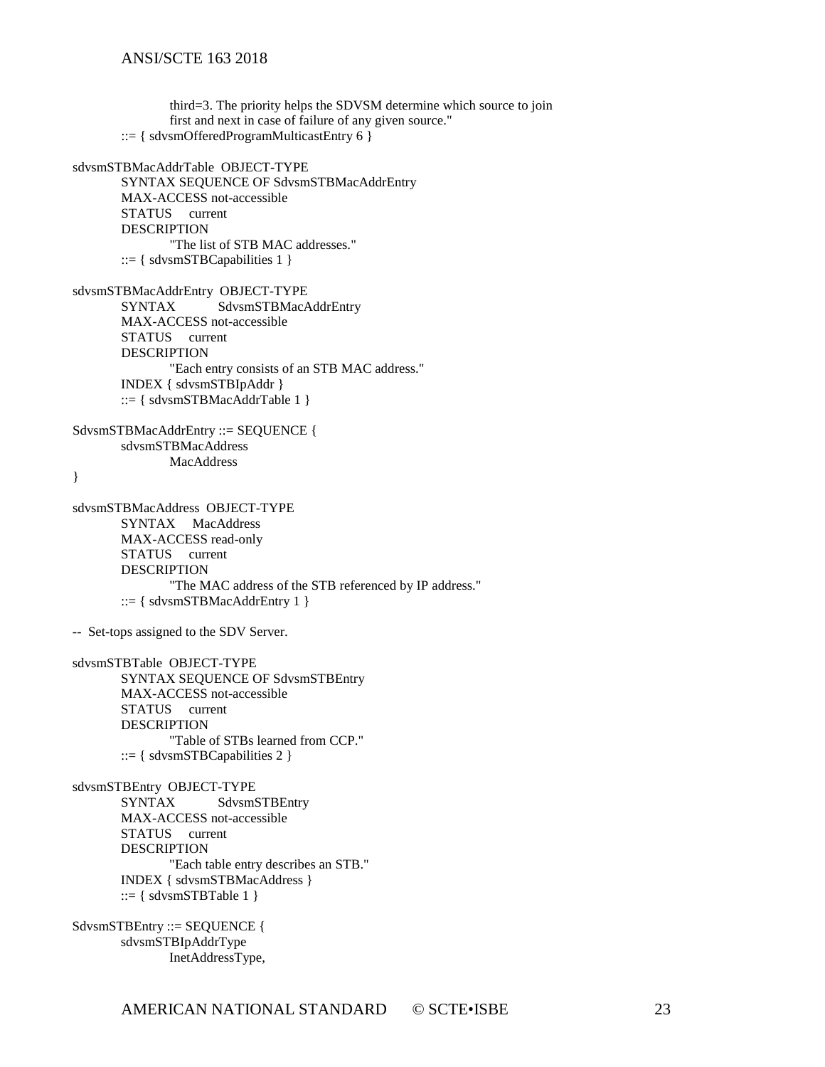```
            third=3. The priority helps the SDVSM determine which source to join
            first and next in case of failure of any given source."
    ::= { sdvsmOfferedProgramMulticastEntry 6 }

sdvsmSTBMacAddrTable  OBJECT-TYPE
    SYNTAX SEQUENCE OF SdvsmSTBMacAddrEntry
    MAX-ACCESS not-accessible
    STATUS     current
    DESCRIPTION
            "The list of STB MAC addresses."
    ::= { sdvsmSTBCapabilities 1 }

sdvsmSTBMacAddrEntry  OBJECT-TYPE
    SYNTAX           SdvsmSTBMacAddrEntry
    MAX-ACCESS not-accessible
    STATUS     current
    DESCRIPTION
            "Each entry consists of an STB MAC address."
    INDEX { sdvsmSTBIpAddr }
    ::= { sdvsmSTBMacAddrTable 1 }

SdvsmSTBMacAddrEntry ::= SEQUENCE {
    sdvsmSTBMacAddress
            MacAddress
}

sdvsmSTBMacAddress  OBJECT-TYPE
    SYNTAX     MacAddress
    MAX-ACCESS read-only
    STATUS     current
    DESCRIPTION
            "The MAC address of the STB referenced by IP address."
    ::= { sdvsmSTBMacAddrEntry 1 }

--  Set-tops assigned to the SDV Server.

sdvsmSTBTable  OBJECT-TYPE
    SYNTAX SEQUENCE OF SdvsmSTBEntry
    MAX-ACCESS not-accessible
    STATUS     current
    DESCRIPTION
            "Table of STBs learned from CCP."
    ::= { sdvsmSTBCapabilities 2 }

sdvsmSTBEntry  OBJECT-TYPE
    SYNTAX           SdvsmSTBEntry
    MAX-ACCESS not-accessible
    STATUS     current
    DESCRIPTION
            "Each table entry describes an STB."
    INDEX { sdvsmSTBMacAddress }
    ::= { sdvsmSTBTable 1 }

SdvsmSTBEntry ::= SEQUENCE {
    sdvsmSTBIpAddrType
            InetAddressType,
```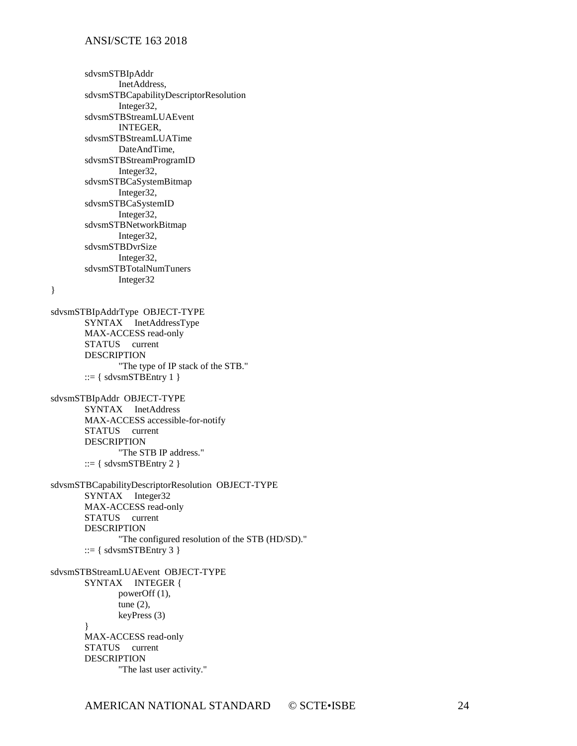```
        sdvsmSTBIpAddr
                InetAddress,
        sdvsmSTBCapabilityDescriptorResolution
                Integer32,
        sdvsmSTBStreamLUAEvent
                INTEGER,
        sdvsmSTBStreamLUATime
                DateAndTime,
        sdvsmSTBStreamProgramID
                Integer32,
        sdvsmSTBCaSystemBitmap
                Integer32,
        sdvsmSTBCaSystemID
                Integer32,
        sdvsmSTBNetworkBitmap
                Integer32,
        sdvsmSTBDvrSize
                Integer32,
        sdvsmSTBTotalNumTuners
                Integer32
}

sdvsmSTBIpAddrType  OBJECT-TYPE
        SYNTAX     InetAddressType
        MAX-ACCESS read-only
        STATUS     current
        DESCRIPTION
                "The type of IP stack of the STB."
        ::= { sdvsmSTBEntry 1 }

sdvsmSTBIpAddr  OBJECT-TYPE
        SYNTAX     InetAddress
        MAX-ACCESS accessible-for-notify
        STATUS     current
        DESCRIPTION
                "The STB IP address."
        ::= { sdvsmSTBEntry 2 }

sdvsmSTBCapabilityDescriptorResolution  OBJECT-TYPE
        SYNTAX     Integer32
        MAX-ACCESS read-only
        STATUS     current
        DESCRIPTION
                "The configured resolution of the STB (HD/SD)."
        ::= { sdvsmSTBEntry 3 }

sdvsmSTBStreamLUAEvent  OBJECT-TYPE
        SYNTAX     INTEGER {
                powerOff (1),
                tune (2),
                keyPress (3)
        }
        MAX-ACCESS read-only
        STATUS     current
        DESCRIPTION
                "The last user activity."
```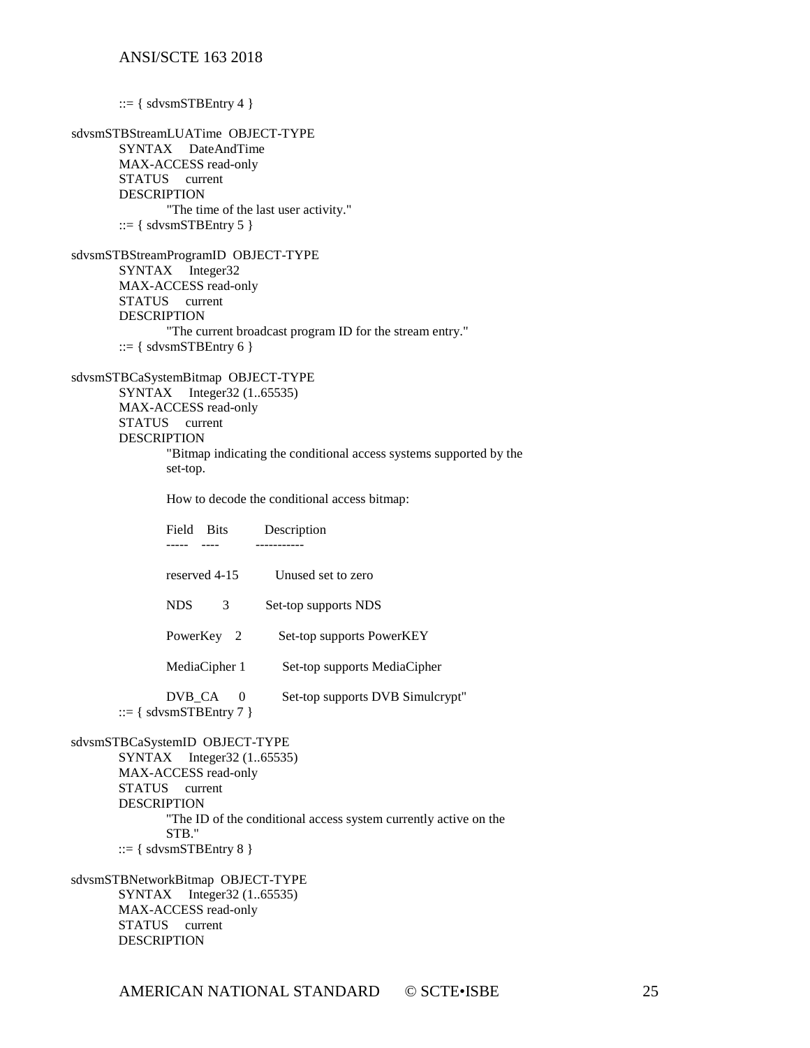```
        ::= { sdvsmSTBEntry 4 }

sdvsmSTBStreamLUATime  OBJECT-TYPE
        SYNTAX     DateAndTime
        MAX-ACCESS read-only
        STATUS     current
        DESCRIPTION
                "The time of the last user activity."
        ::= { sdvsmSTBEntry 5 }

sdvsmSTBStreamProgramID  OBJECT-TYPE
        SYNTAX     Integer32
        MAX-ACCESS read-only
        STATUS     current
        DESCRIPTION
                "The current broadcast program ID for the stream entry."
        ::= { sdvsmSTBEntry 6 }

sdvsmSTBCaSystemBitmap  OBJECT-TYPE
        SYNTAX     Integer32 (1..65535)
        MAX-ACCESS read-only
        STATUS     current
        DESCRIPTION
                "Bitmap indicating the conditional access systems supported by the
                set-top.

                How to decode the conditional access bitmap:

                Field    Bits          Description
                -----    ----          -----------

                reserved 4-15          Unused set to zero

                NDS         3          Set-top supports NDS

                PowerKey    2          Set-top supports PowerKEY

                MediaCipher 1          Set-top supports MediaCipher

                DVB_CA      0          Set-top supports DVB Simulcrypt"
        ::= { sdvsmSTBEntry 7 }

sdvsmSTBCaSystemID  OBJECT-TYPE
        SYNTAX     Integer32 (1..65535)
        MAX-ACCESS read-only
        STATUS     current
        DESCRIPTION
                "The ID of the conditional access system currently active on the
                STB."
        ::= { sdvsmSTBEntry 8 }

sdvsmSTBNetworkBitmap  OBJECT-TYPE
        SYNTAX     Integer32 (1..65535)
        MAX-ACCESS read-only
        STATUS     current
        DESCRIPTION
```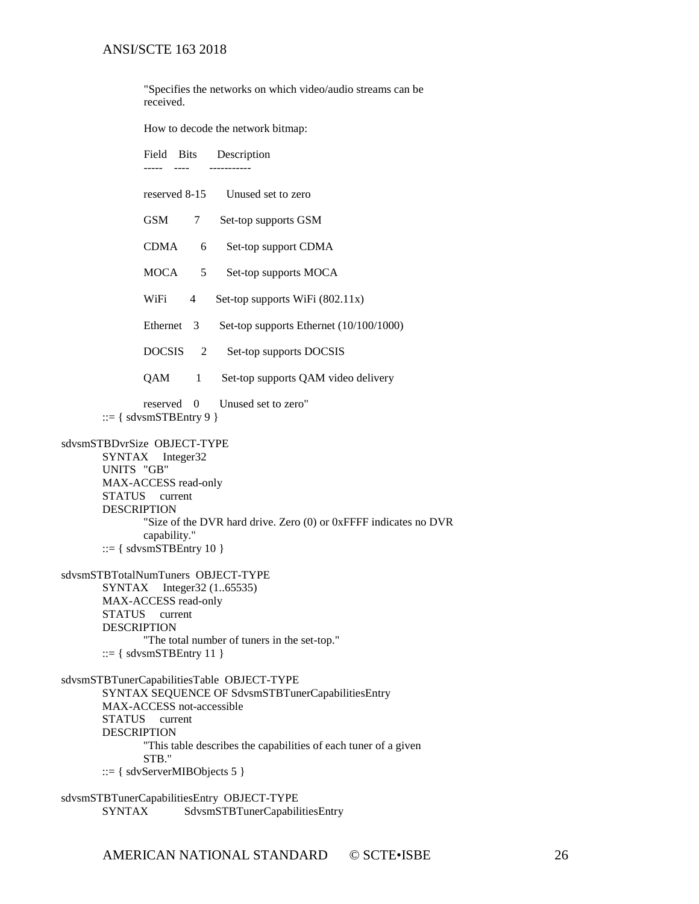```
            "Specifies the networks on which video/audio streams can be
            received.

            How to decode the network bitmap:

            Field    Bits      Description
            -----    ----      -----------

            reserved 8-15      Unused set to zero

            GSM        7       Set-top supports GSM

            CDMA       6       Set-top support CDMA

            MOCA       5       Set-top supports MOCA

            WiFi       4       Set-top supports WiFi (802.11x)

            Ethernet   3       Set-top supports Ethernet (10/100/1000)

            DOCSIS     2       Set-top supports DOCSIS

            QAM        1       Set-top supports QAM video delivery

            reserved   0       Unused set to zero"
        ::= { sdvsmSTBEntry 9 }

sdvsmSTBDvrSize  OBJECT-TYPE
        SYNTAX     Integer32
        UNITS  "GB"
        MAX-ACCESS read-only
        STATUS     current
        DESCRIPTION
            "Size of the DVR hard drive. Zero (0) or 0xFFFF indicates no DVR
            capability."
        ::= { sdvsmSTBEntry 10 }

sdvsmSTBTotalNumTuners  OBJECT-TYPE
        SYNTAX     Integer32 (1..65535)
        MAX-ACCESS read-only
        STATUS     current
        DESCRIPTION
            "The total number of tuners in the set-top."
        ::= { sdvsmSTBEntry 11 }

sdvsmSTBTunerCapabilitiesTable  OBJECT-TYPE
        SYNTAX SEQUENCE OF SdvsmSTBTunerCapabilitiesEntry
        MAX-ACCESS not-accessible
        STATUS     current
        DESCRIPTION
            "This table describes the capabilities of each tuner of a given
            STB."
        ::= { sdvServerMIBObjects 5 }

sdvsmSTBTunerCapabilitiesEntry  OBJECT-TYPE
        SYNTAX          SdvsmSTBTunerCapabilitiesEntry
```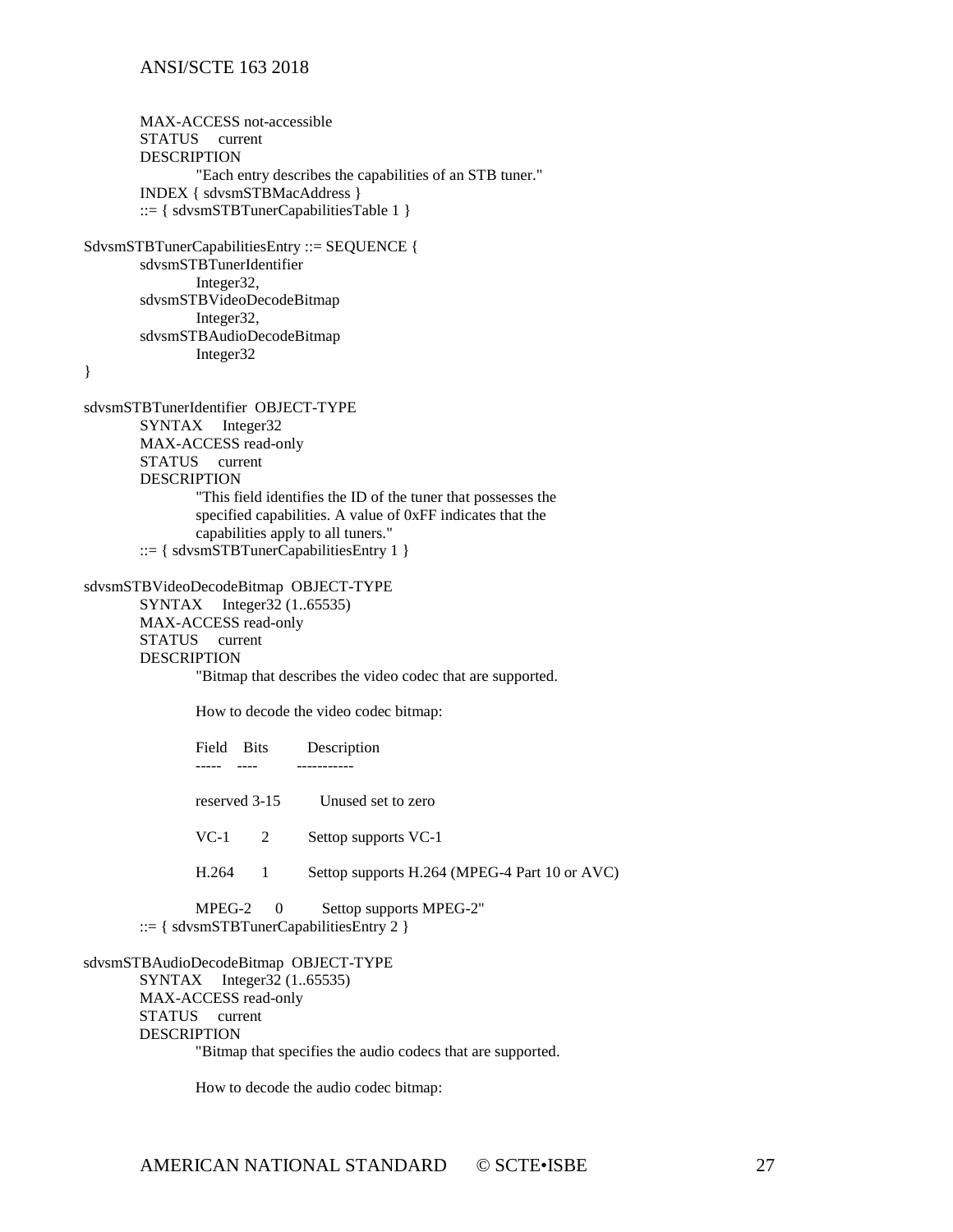```
        MAX-ACCESS not-accessible
        STATUS     current
        DESCRIPTION
                "Each entry describes the capabilities of an STB tuner."
        INDEX { sdvsmSTBMacAddress }
        ::= { sdvsmSTBTunerCapabilitiesTable 1 }

SdvsmSTBTunerCapabilitiesEntry ::= SEQUENCE {
        sdvsmSTBTunerIdentifier
                Integer32,
        sdvsmSTBVideoDecodeBitmap
                Integer32,
        sdvsmSTBAudioDecodeBitmap
                Integer32
}

sdvsmSTBTunerIdentifier  OBJECT-TYPE
        SYNTAX     Integer32
        MAX-ACCESS read-only
        STATUS     current
        DESCRIPTION
                "This field identifies the ID of the tuner that possesses the
                specified capabilities. A value of 0xFF indicates that the
                capabilities apply to all tuners."
        ::= { sdvsmSTBTunerCapabilitiesEntry 1 }

sdvsmSTBVideoDecodeBitmap  OBJECT-TYPE
        SYNTAX     Integer32 (1..65535)
        MAX-ACCESS read-only
        STATUS     current
        DESCRIPTION
                "Bitmap that describes the video codec that are supported.

                How to decode the video codec bitmap:

                Field    Bits         Description
                -----    ----         -----------

                reserved 3-15         Unused set to zero

                VC-1       2          Settop supports VC-1

                H.264      1          Settop supports H.264 (MPEG-4 Part 10 or AVC)

                MPEG-2     0          Settop supports MPEG-2"
        ::= { sdvsmSTBTunerCapabilitiesEntry 2 }

sdvsmSTBAudioDecodeBitmap  OBJECT-TYPE
        SYNTAX     Integer32 (1..65535)
        MAX-ACCESS read-only
        STATUS     current
        DESCRIPTION
                "Bitmap that specifies the audio codecs that are supported.

                How to decode the audio codec bitmap:
```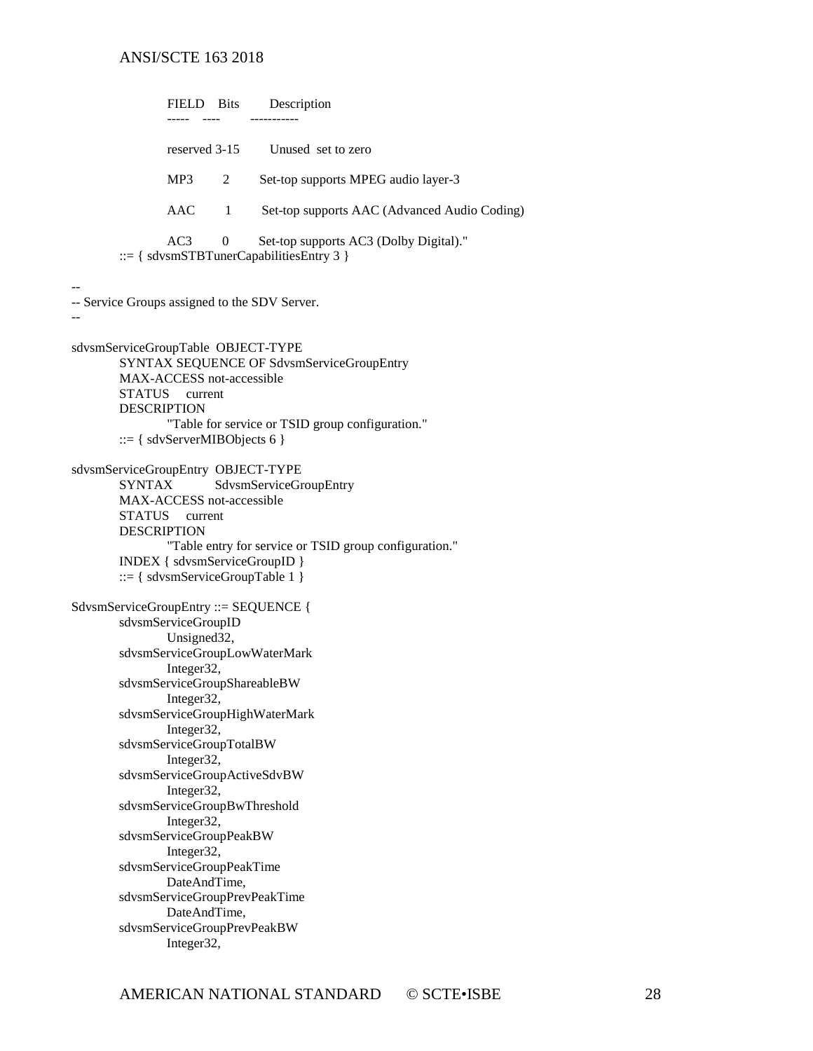```
            FIELD   Bits        Description
            -----   ----        -----------

            reserved 3-15       Unused  set to zero

            MP3       2       Set-top supports MPEG audio layer-3

            AAC       1        Set-top supports AAC (Advanced Audio Coding)

            AC3       0       Set-top supports AC3 (Dolby Digital)."
        ::= { sdvsmSTBTunerCapabilitiesEntry 3 }

--
-- Service Groups assigned to the SDV Server.
--

sdvsmServiceGroupTable  OBJECT-TYPE
        SYNTAX SEQUENCE OF SdvsmServiceGroupEntry
        MAX-ACCESS not-accessible
        STATUS     current
        DESCRIPTION
                "Table for service or TSID group configuration."
        ::= { sdvServerMIBObjects 6 }

sdvsmServiceGroupEntry  OBJECT-TYPE
        SYNTAX          SdvsmServiceGroupEntry
        MAX-ACCESS not-accessible
        STATUS     current
        DESCRIPTION
                "Table entry for service or TSID group configuration."
        INDEX { sdvsmServiceGroupID }
        ::= { sdvsmServiceGroupTable 1 }

SdvsmServiceGroupEntry ::= SEQUENCE {
        sdvsmServiceGroupID
                Unsigned32,
        sdvsmServiceGroupLowWaterMark
                Integer32,
        sdvsmServiceGroupShareableBW
                Integer32,
        sdvsmServiceGroupHighWaterMark
                Integer32,
        sdvsmServiceGroupTotalBW
                Integer32,
        sdvsmServiceGroupActiveSdvBW
                Integer32,
        sdvsmServiceGroupBwThreshold
                Integer32,
        sdvsmServiceGroupPeakBW
                Integer32,
        sdvsmServiceGroupPeakTime
                DateAndTime,
        sdvsmServiceGroupPrevPeakTime
                DateAndTime,
        sdvsmServiceGroupPrevPeakBW
                Integer32,
```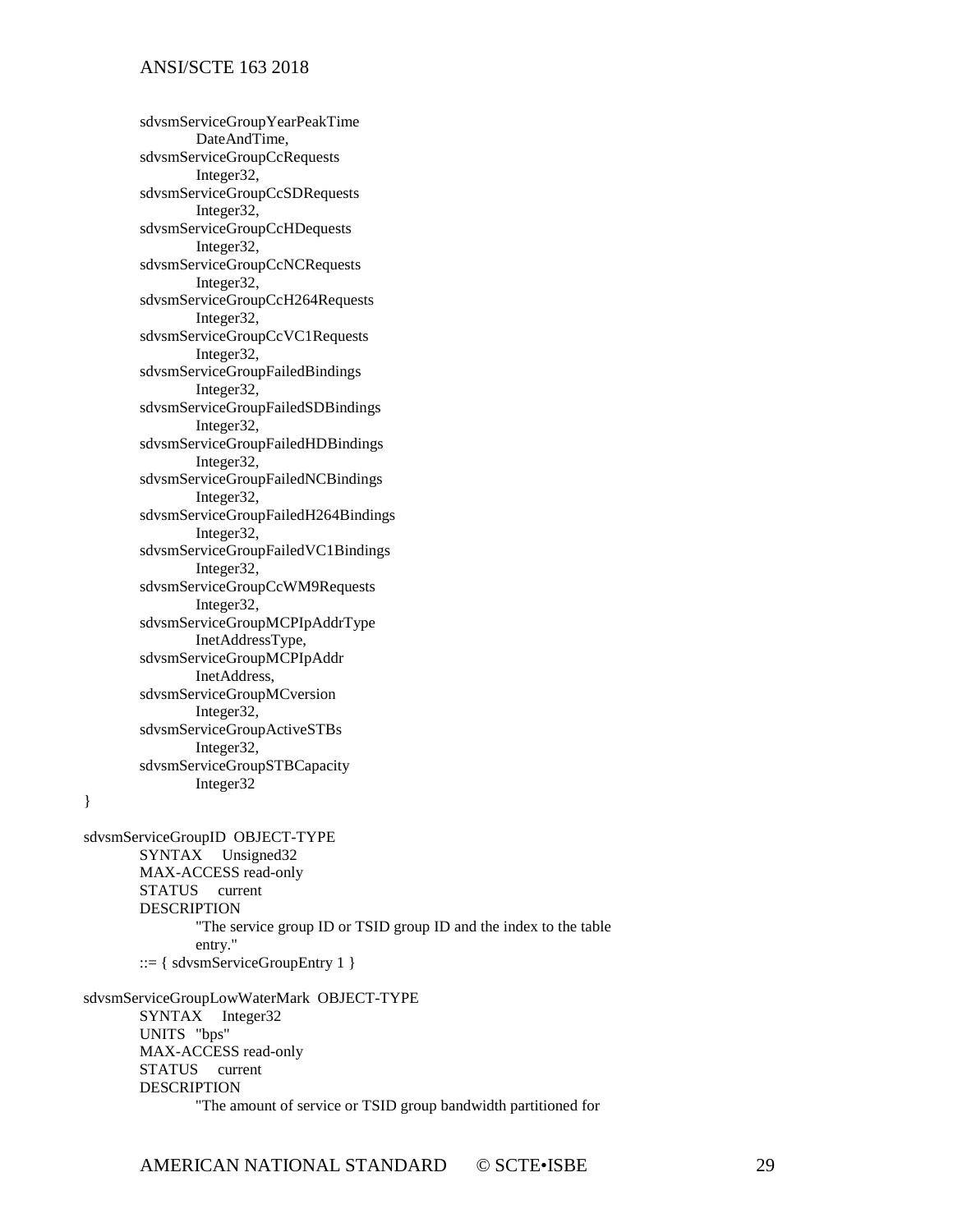```
        sdvsmServiceGroupYearPeakTime
                DateAndTime,
        sdvsmServiceGroupCcRequests
                Integer32,
        sdvsmServiceGroupCcSDRequests
                Integer32,
        sdvsmServiceGroupCcHDequests
                Integer32,
        sdvsmServiceGroupCcNCRequests
                Integer32,
        sdvsmServiceGroupCcH264Requests
                Integer32,
        sdvsmServiceGroupCcVC1Requests
                Integer32,
        sdvsmServiceGroupFailedBindings
                Integer32,
        sdvsmServiceGroupFailedSDBindings
                Integer32,
        sdvsmServiceGroupFailedHDBindings
                Integer32,
        sdvsmServiceGroupFailedNCBindings
                Integer32,
        sdvsmServiceGroupFailedH264Bindings
                Integer32,
        sdvsmServiceGroupFailedVC1Bindings
                Integer32,
        sdvsmServiceGroupCcWM9Requests
                Integer32,
        sdvsmServiceGroupMCPIpAddrType
                InetAddressType,
        sdvsmServiceGroupMCPIpAddr
                InetAddress,
        sdvsmServiceGroupMCversion
                Integer32,
        sdvsmServiceGroupActiveSTBs
                Integer32,
        sdvsmServiceGroupSTBCapacity
                Integer32
}

sdvsmServiceGroupID  OBJECT-TYPE
        SYNTAX     Unsigned32
        MAX-ACCESS read-only
        STATUS     current
        DESCRIPTION
                "The service group ID or TSID group ID and the index to the table
                entry."
        ::= { sdvsmServiceGroupEntry 1 }

sdvsmServiceGroupLowWaterMark  OBJECT-TYPE
        SYNTAX     Integer32
        UNITS   "bps"
        MAX-ACCESS read-only
        STATUS     current
        DESCRIPTION
                "The amount of service or TSID group bandwidth partitioned for
```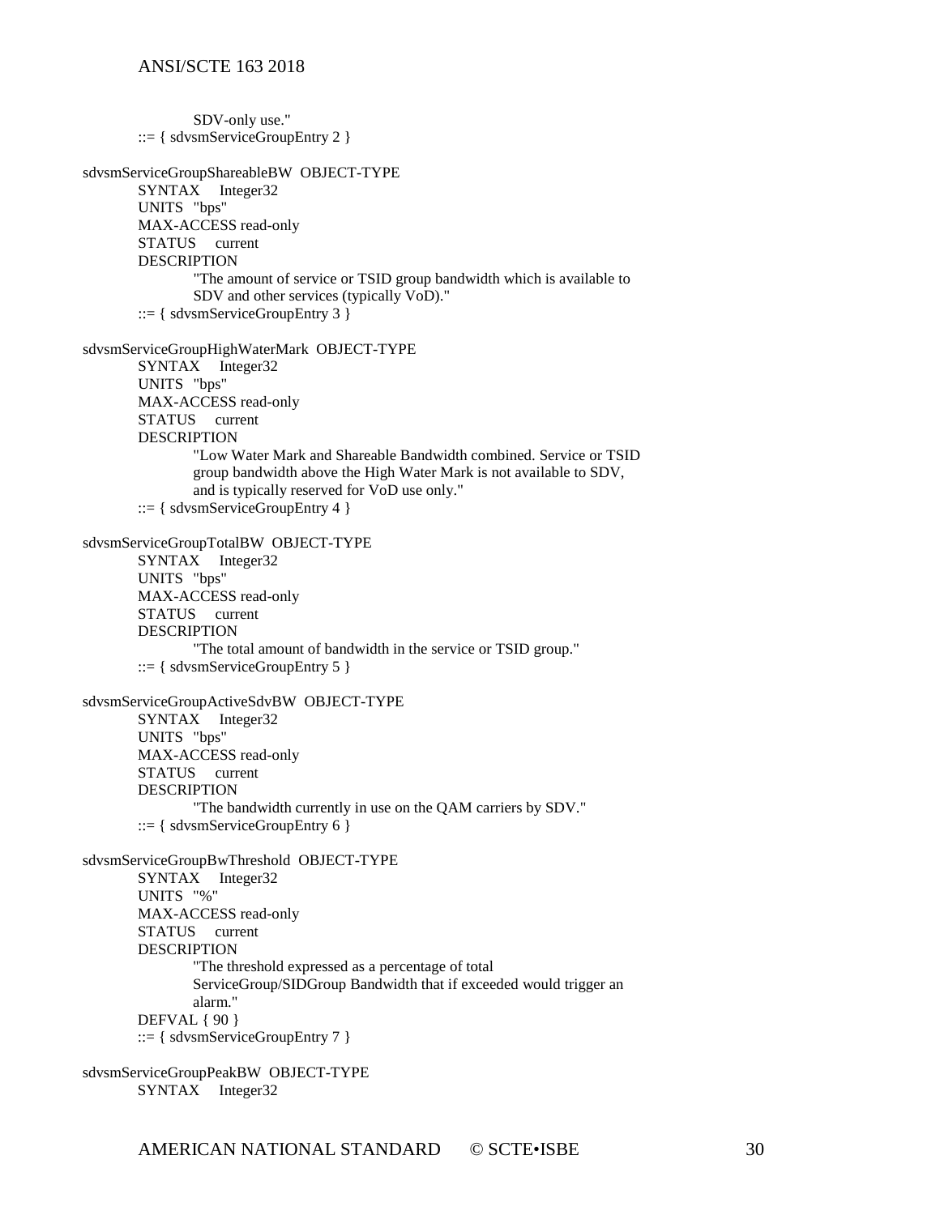```
            SDV-only use."
    ::= { sdvsmServiceGroupEntry 2 }

sdvsmServiceGroupShareableBW  OBJECT-TYPE
    SYNTAX     Integer32
    UNITS  "bps"
    MAX-ACCESS read-only
    STATUS     current
    DESCRIPTION
            "The amount of service or TSID group bandwidth which is available to
            SDV and other services (typically VoD)."
    ::= { sdvsmServiceGroupEntry 3 }

sdvsmServiceGroupHighWaterMark  OBJECT-TYPE
    SYNTAX     Integer32
    UNITS  "bps"
    MAX-ACCESS read-only
    STATUS     current
    DESCRIPTION
            "Low Water Mark and Shareable Bandwidth combined. Service or TSID
            group bandwidth above the High Water Mark is not available to SDV,
            and is typically reserved for VoD use only."
    ::= { sdvsmServiceGroupEntry 4 }

sdvsmServiceGroupTotalBW  OBJECT-TYPE
    SYNTAX     Integer32
    UNITS  "bps"
    MAX-ACCESS read-only
    STATUS     current
    DESCRIPTION
            "The total amount of bandwidth in the service or TSID group."
    ::= { sdvsmServiceGroupEntry 5 }

sdvsmServiceGroupActiveSdvBW  OBJECT-TYPE
    SYNTAX     Integer32
    UNITS  "bps"
    MAX-ACCESS read-only
    STATUS     current
    DESCRIPTION
            "The bandwidth currently in use on the QAM carriers by SDV."
    ::= { sdvsmServiceGroupEntry 6 }

sdvsmServiceGroupBwThreshold  OBJECT-TYPE
    SYNTAX     Integer32
    UNITS  "%"
    MAX-ACCESS read-only
    STATUS     current
    DESCRIPTION
            "The threshold expressed as a percentage of total
            ServiceGroup/SIDGroup Bandwidth that if exceeded would trigger an
            alarm."
    DEFVAL { 90 }
    ::= { sdvsmServiceGroupEntry 7 }

sdvsmServiceGroupPeakBW  OBJECT-TYPE
    SYNTAX     Integer32
```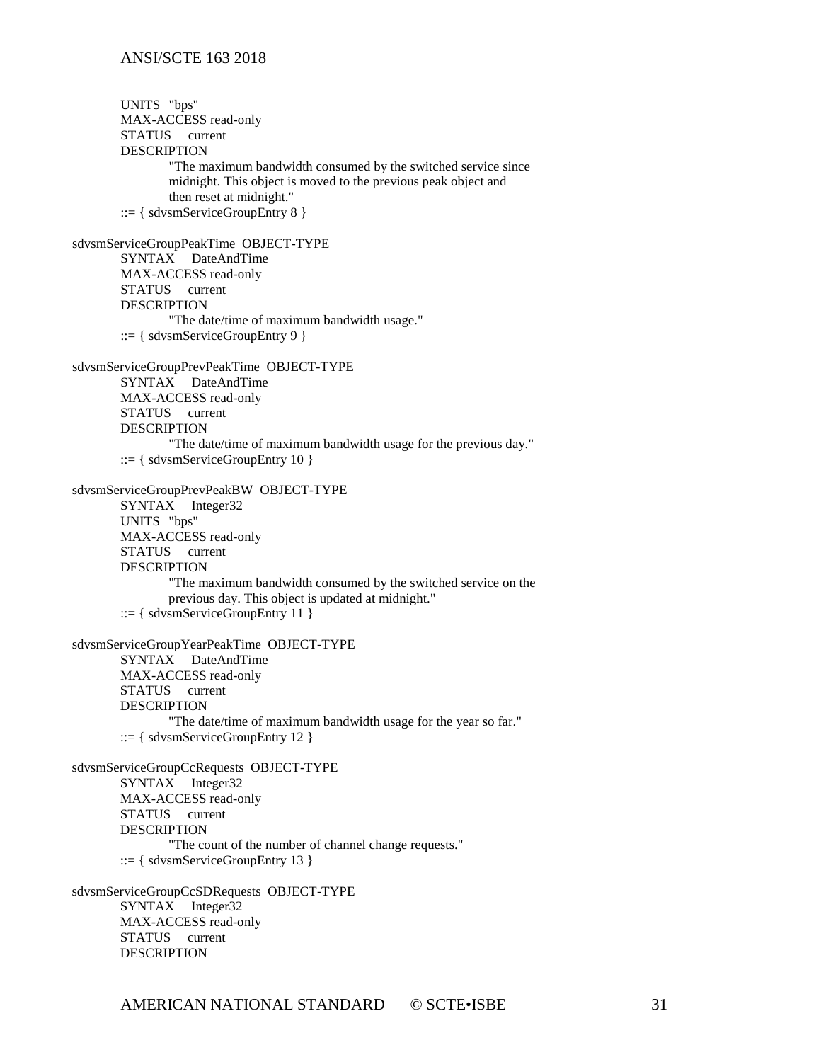```
        UNITS  "bps"
        MAX-ACCESS read-only
        STATUS     current
        DESCRIPTION
                "The maximum bandwidth consumed by the switched service since
                midnight. This object is moved to the previous peak object and
                then reset at midnight."
        ::= { sdvsmServiceGroupEntry 8 }

sdvsmServiceGroupPeakTime  OBJECT-TYPE
        SYNTAX     DateAndTime
        MAX-ACCESS read-only
        STATUS     current
        DESCRIPTION
                "The date/time of maximum bandwidth usage."
        ::= { sdvsmServiceGroupEntry 9 }

sdvsmServiceGroupPrevPeakTime  OBJECT-TYPE
        SYNTAX     DateAndTime
        MAX-ACCESS read-only
        STATUS     current
        DESCRIPTION
                "The date/time of maximum bandwidth usage for the previous day."
        ::= { sdvsmServiceGroupEntry 10 }

sdvsmServiceGroupPrevPeakBW  OBJECT-TYPE
        SYNTAX     Integer32
        UNITS  "bps"
        MAX-ACCESS read-only
        STATUS     current
        DESCRIPTION
                "The maximum bandwidth consumed by the switched service on the
                previous day. This object is updated at midnight."
        ::= { sdvsmServiceGroupEntry 11 }

sdvsmServiceGroupYearPeakTime  OBJECT-TYPE
        SYNTAX     DateAndTime
        MAX-ACCESS read-only
        STATUS     current
        DESCRIPTION
                "The date/time of maximum bandwidth usage for the year so far."
        ::= { sdvsmServiceGroupEntry 12 }

sdvsmServiceGroupCcRequests  OBJECT-TYPE
        SYNTAX     Integer32
        MAX-ACCESS read-only
        STATUS     current
        DESCRIPTION
                "The count of the number of channel change requests."
        ::= { sdvsmServiceGroupEntry 13 }

sdvsmServiceGroupCcSDRequests  OBJECT-TYPE
        SYNTAX     Integer32
        MAX-ACCESS read-only
        STATUS     current
        DESCRIPTION
```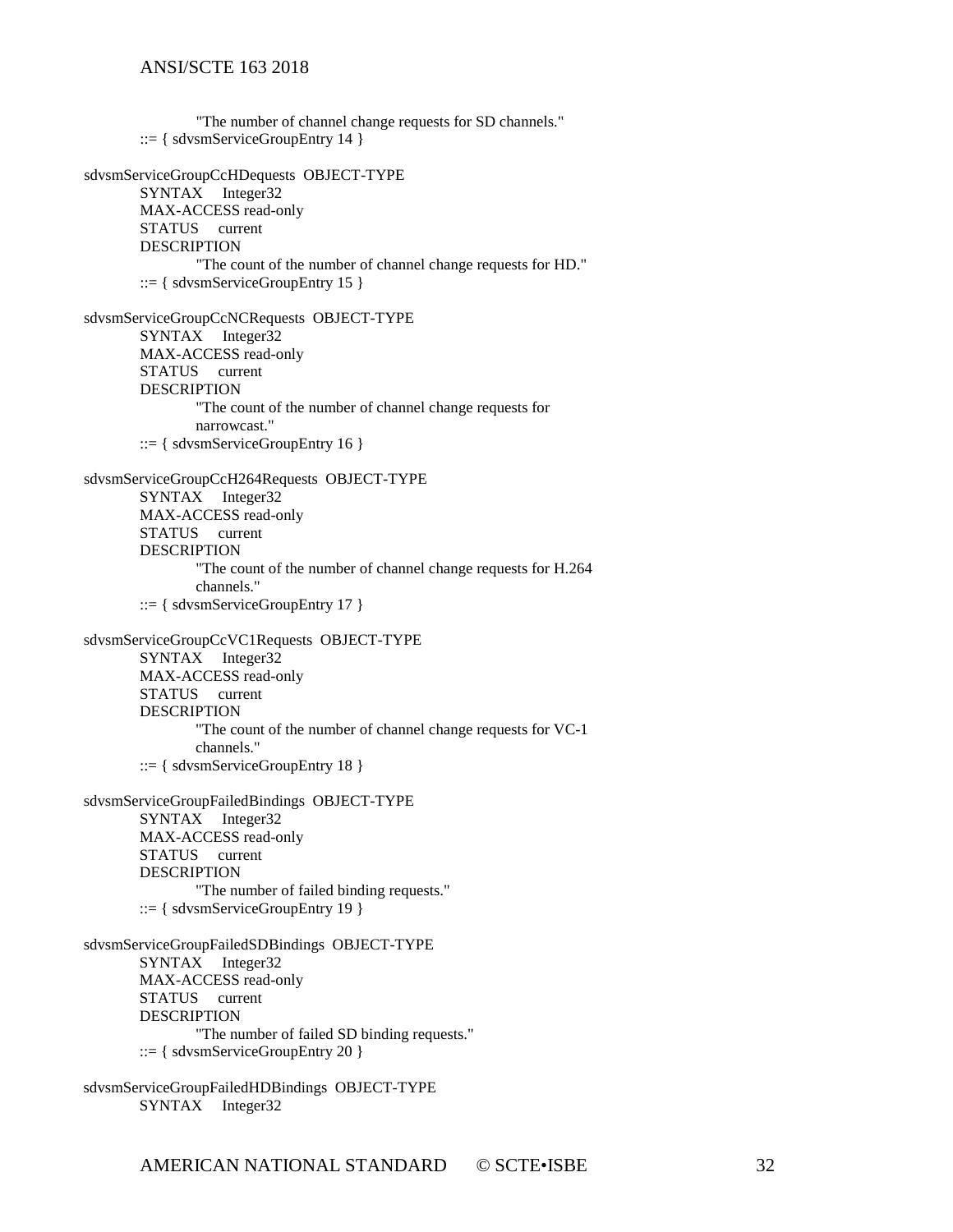```
                "The number of channel change requests for SD channels."
        ::= { sdvsmServiceGroupEntry 14 }

sdvsmServiceGroupCcHDequests  OBJECT-TYPE
        SYNTAX     Integer32
        MAX-ACCESS read-only
        STATUS     current
        DESCRIPTION
                "The count of the number of channel change requests for HD."
        ::= { sdvsmServiceGroupEntry 15 }

sdvsmServiceGroupCcNCRequests  OBJECT-TYPE
        SYNTAX     Integer32
        MAX-ACCESS read-only
        STATUS     current
        DESCRIPTION
                "The count of the number of channel change requests for
                narrowcast."
        ::= { sdvsmServiceGroupEntry 16 }

sdvsmServiceGroupCcH264Requests  OBJECT-TYPE
        SYNTAX     Integer32
        MAX-ACCESS read-only
        STATUS     current
        DESCRIPTION
                "The count of the number of channel change requests for H.264
                channels."
        ::= { sdvsmServiceGroupEntry 17 }

sdvsmServiceGroupCcVC1Requests  OBJECT-TYPE
        SYNTAX     Integer32
        MAX-ACCESS read-only
        STATUS     current
        DESCRIPTION
                "The count of the number of channel change requests for VC-1
                channels."
        ::= { sdvsmServiceGroupEntry 18 }

sdvsmServiceGroupFailedBindings  OBJECT-TYPE
        SYNTAX     Integer32
        MAX-ACCESS read-only
        STATUS     current
        DESCRIPTION
                "The number of failed binding requests."
        ::= { sdvsmServiceGroupEntry 19 }

sdvsmServiceGroupFailedSDBindings  OBJECT-TYPE
        SYNTAX     Integer32
        MAX-ACCESS read-only
        STATUS     current
        DESCRIPTION
                "The number of failed SD binding requests."
        ::= { sdvsmServiceGroupEntry 20 }

sdvsmServiceGroupFailedHDBindings  OBJECT-TYPE
        SYNTAX     Integer32
```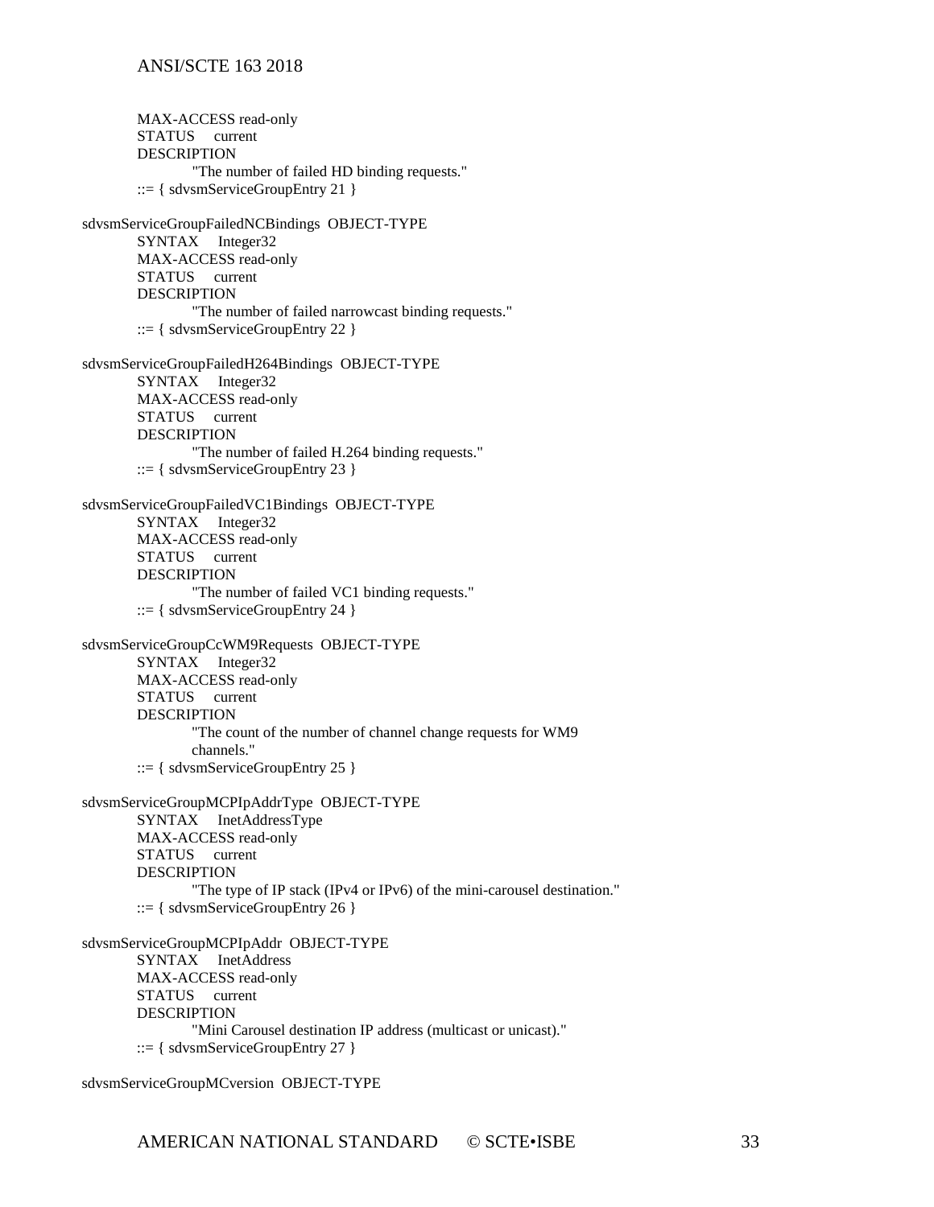```
        MAX-ACCESS read-only
        STATUS     current
        DESCRIPTION
                "The number of failed HD binding requests."
        ::= { sdvsmServiceGroupEntry 21 }

sdvsmServiceGroupFailedNCBindings  OBJECT-TYPE
        SYNTAX     Integer32
        MAX-ACCESS read-only
        STATUS     current
        DESCRIPTION
                "The number of failed narrowcast binding requests."
        ::= { sdvsmServiceGroupEntry 22 }

sdvsmServiceGroupFailedH264Bindings  OBJECT-TYPE
        SYNTAX     Integer32
        MAX-ACCESS read-only
        STATUS     current
        DESCRIPTION
                "The number of failed H.264 binding requests."
        ::= { sdvsmServiceGroupEntry 23 }

sdvsmServiceGroupFailedVC1Bindings  OBJECT-TYPE
        SYNTAX     Integer32
        MAX-ACCESS read-only
        STATUS     current
        DESCRIPTION
                "The number of failed VC1 binding requests."
        ::= { sdvsmServiceGroupEntry 24 }

sdvsmServiceGroupCcWM9Requests  OBJECT-TYPE
        SYNTAX     Integer32
        MAX-ACCESS read-only
        STATUS     current
        DESCRIPTION
                "The count of the number of channel change requests for WM9
                channels."
        ::= { sdvsmServiceGroupEntry 25 }

sdvsmServiceGroupMCPIpAddrType  OBJECT-TYPE
        SYNTAX     InetAddressType
        MAX-ACCESS read-only
        STATUS     current
        DESCRIPTION
                "The type of IP stack (IPv4 or IPv6) of the mini-carousel destination."
        ::= { sdvsmServiceGroupEntry 26 }

sdvsmServiceGroupMCPIpAddr  OBJECT-TYPE
        SYNTAX     InetAddress
        MAX-ACCESS read-only
        STATUS     current
        DESCRIPTION
                "Mini Carousel destination IP address (multicast or unicast)."
        ::= { sdvsmServiceGroupEntry 27 }

sdvsmServiceGroupMCversion  OBJECT-TYPE
```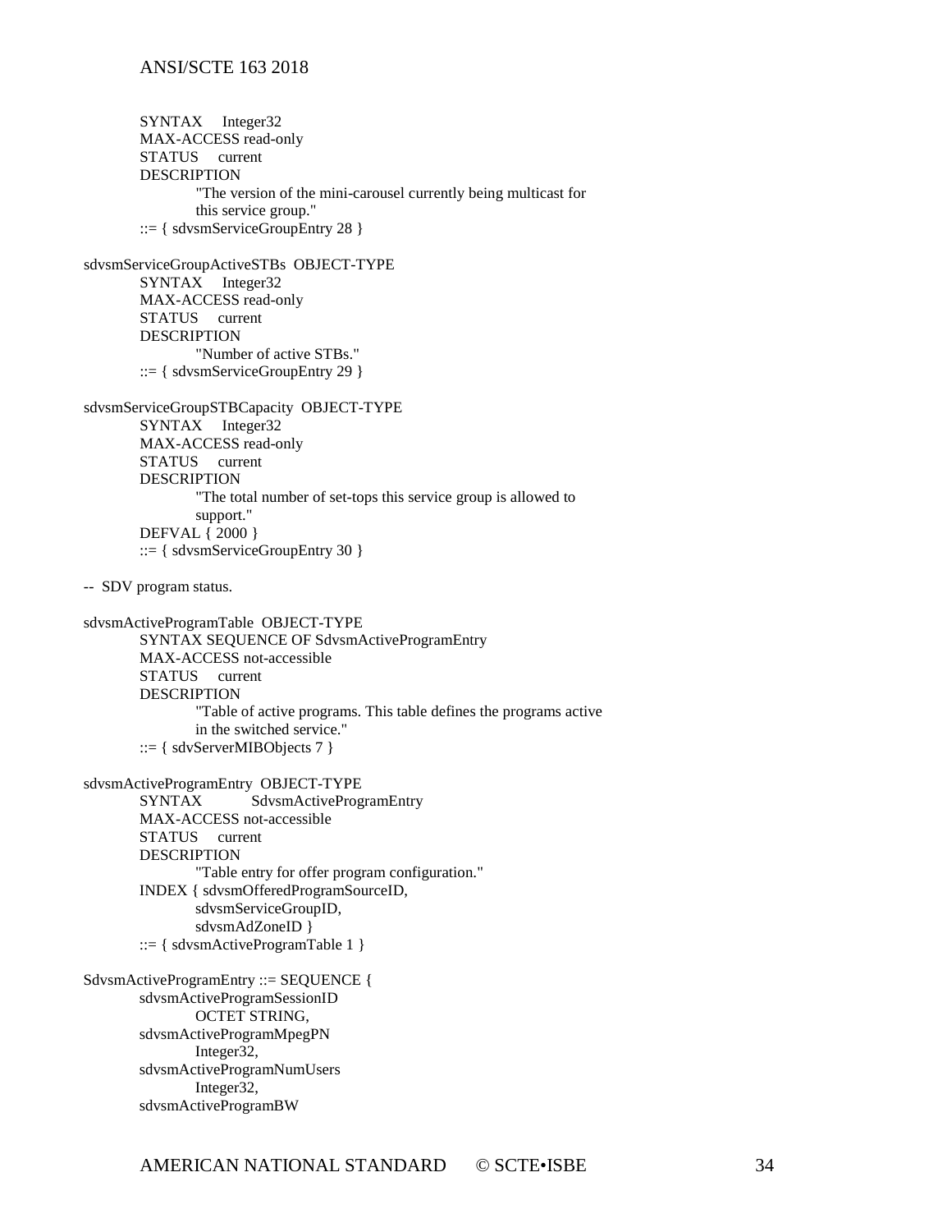```
        SYNTAX     Integer32
        MAX-ACCESS read-only
        STATUS     current
        DESCRIPTION
                "The version of the mini-carousel currently being multicast for
                this service group."
        ::= { sdvsmServiceGroupEntry 28 }

sdvsmServiceGroupActiveSTBs  OBJECT-TYPE
        SYNTAX     Integer32
        MAX-ACCESS read-only
        STATUS     current
        DESCRIPTION
                "Number of active STBs."
        ::= { sdvsmServiceGroupEntry 29 }

sdvsmServiceGroupSTBCapacity  OBJECT-TYPE
        SYNTAX     Integer32
        MAX-ACCESS read-only
        STATUS     current
        DESCRIPTION
                "The total number of set-tops this service group is allowed to
                support."
        DEFVAL { 2000 }
        ::= { sdvsmServiceGroupEntry 30 }

--  SDV program status.

sdvsmActiveProgramTable  OBJECT-TYPE
        SYNTAX SEQUENCE OF SdvsmActiveProgramEntry
        MAX-ACCESS not-accessible
        STATUS     current
        DESCRIPTION
                "Table of active programs. This table defines the programs active
                in the switched service."
        ::= { sdvServerMIBObjects 7 }

sdvsmActiveProgramEntry  OBJECT-TYPE
        SYNTAX          SdvsmActiveProgramEntry
        MAX-ACCESS not-accessible
        STATUS     current
        DESCRIPTION
                "Table entry for offer program configuration."
        INDEX { sdvsmOfferedProgramSourceID,
                sdvsmServiceGroupID,
                sdvsmAdZoneID }
        ::= { sdvsmActiveProgramTable 1 }

SdvsmActiveProgramEntry ::= SEQUENCE {
        sdvsmActiveProgramSessionID
                OCTET STRING,
        sdvsmActiveProgramMpegPN
                Integer32,
        sdvsmActiveProgramNumUsers
                Integer32,
        sdvsmActiveProgramBW
```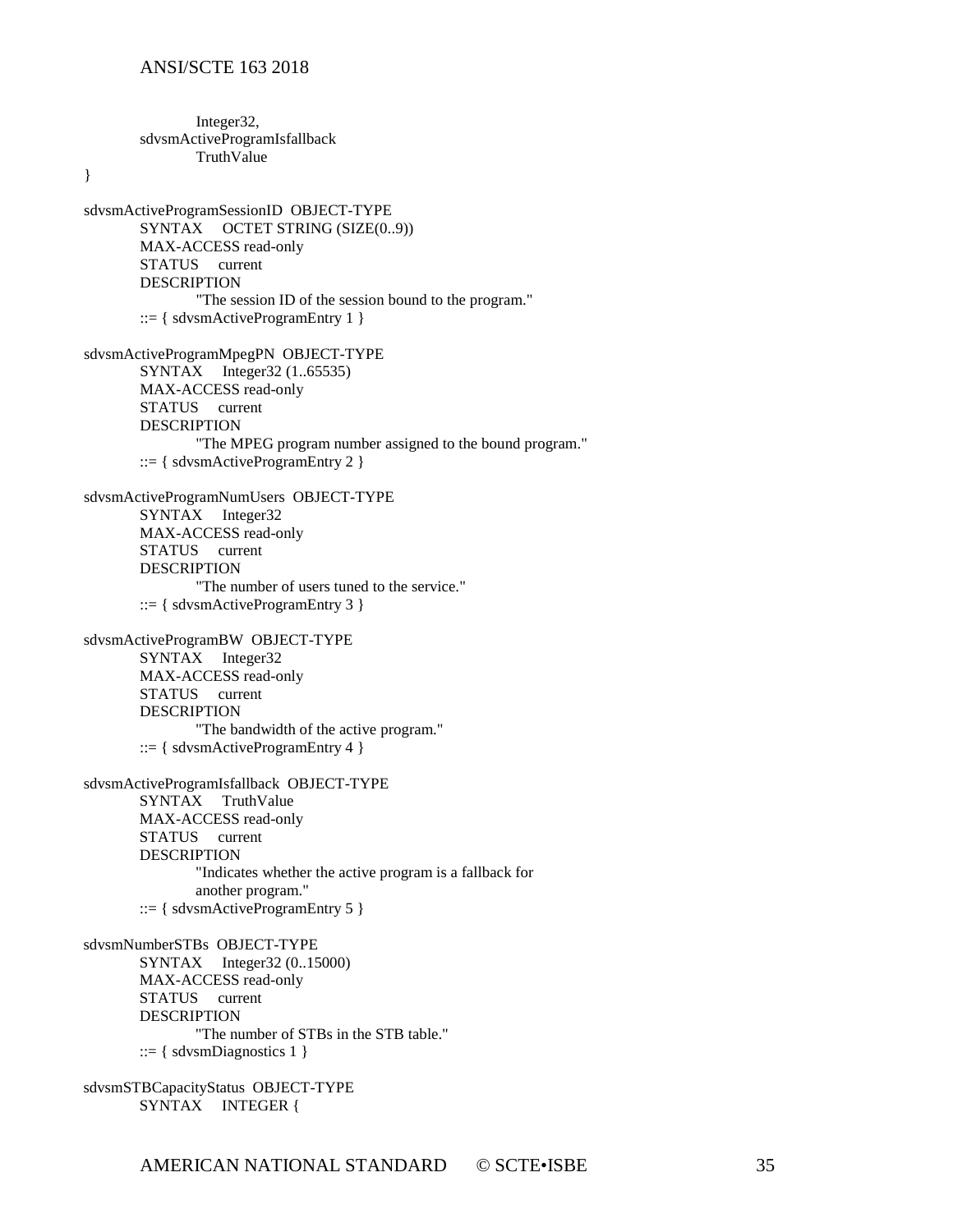```
                Integer32,
        sdvsmActiveProgramIsfallback
                TruthValue
}

sdvsmActiveProgramSessionID  OBJECT-TYPE
        SYNTAX     OCTET STRING (SIZE(0..9))
        MAX-ACCESS read-only
        STATUS     current
        DESCRIPTION
                "The session ID of the session bound to the program."
        ::= { sdvsmActiveProgramEntry 1 }

sdvsmActiveProgramMpegPN  OBJECT-TYPE
        SYNTAX     Integer32 (1..65535)
        MAX-ACCESS read-only
        STATUS     current
        DESCRIPTION
                "The MPEG program number assigned to the bound program."
        ::= { sdvsmActiveProgramEntry 2 }

sdvsmActiveProgramNumUsers  OBJECT-TYPE
        SYNTAX     Integer32
        MAX-ACCESS read-only
        STATUS     current
        DESCRIPTION
                "The number of users tuned to the service."
        ::= { sdvsmActiveProgramEntry 3 }

sdvsmActiveProgramBW  OBJECT-TYPE
        SYNTAX     Integer32
        MAX-ACCESS read-only
        STATUS     current
        DESCRIPTION
                "The bandwidth of the active program."
        ::= { sdvsmActiveProgramEntry 4 }

sdvsmActiveProgramIsfallback  OBJECT-TYPE
        SYNTAX     TruthValue
        MAX-ACCESS read-only
        STATUS     current
        DESCRIPTION
                "Indicates whether the active program is a fallback for
                another program."
        ::= { sdvsmActiveProgramEntry 5 }

sdvsmNumberSTBs  OBJECT-TYPE
        SYNTAX     Integer32 (0..15000)
        MAX-ACCESS read-only
        STATUS     current
        DESCRIPTION
                "The number of STBs in the STB table."
        ::= { sdvsmDiagnostics 1 }

sdvsmSTBCapacityStatus  OBJECT-TYPE
        SYNTAX     INTEGER {
```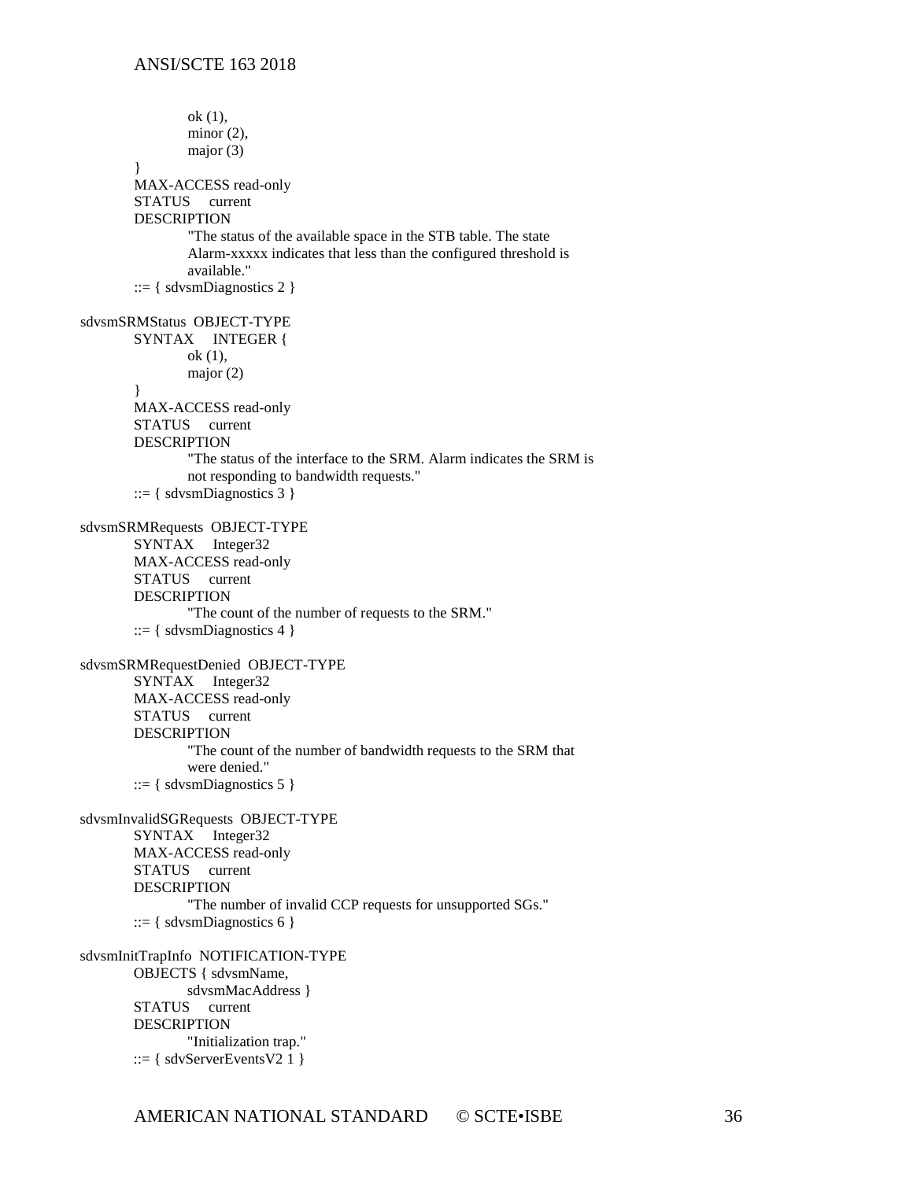```
                ok (1),
                minor (2),
                major (3)
        }
        MAX-ACCESS read-only
        STATUS     current
        DESCRIPTION
                "The status of the available space in the STB table. The state
                Alarm-xxxxx indicates that less than the configured threshold is
                available."
        ::= { sdvsmDiagnostics 2 }

sdvsmSRMStatus  OBJECT-TYPE
        SYNTAX     INTEGER {
                ok (1),
                major (2)
        }
        MAX-ACCESS read-only
        STATUS     current
        DESCRIPTION
                "The status of the interface to the SRM. Alarm indicates the SRM is
                not responding to bandwidth requests."
        ::= { sdvsmDiagnostics 3 }

sdvsmSRMRequests  OBJECT-TYPE
        SYNTAX     Integer32
        MAX-ACCESS read-only
        STATUS     current
        DESCRIPTION
                "The count of the number of requests to the SRM."
        ::= { sdvsmDiagnostics 4 }

sdvsmSRMRequestDenied  OBJECT-TYPE
        SYNTAX     Integer32
        MAX-ACCESS read-only
        STATUS     current
        DESCRIPTION
                "The count of the number of bandwidth requests to the SRM that
                were denied."
        ::= { sdvsmDiagnostics 5 }

sdvsmInvalidSGRequests  OBJECT-TYPE
        SYNTAX     Integer32
        MAX-ACCESS read-only
        STATUS     current
        DESCRIPTION
                "The number of invalid CCP requests for unsupported SGs."
        ::= { sdvsmDiagnostics 6 }

sdvsmInitTrapInfo  NOTIFICATION-TYPE
        OBJECTS { sdvsmName,
                sdvsmMacAddress }
        STATUS     current
        DESCRIPTION
                "Initialization trap."
        ::= { sdvServerEventsV2 1 }
```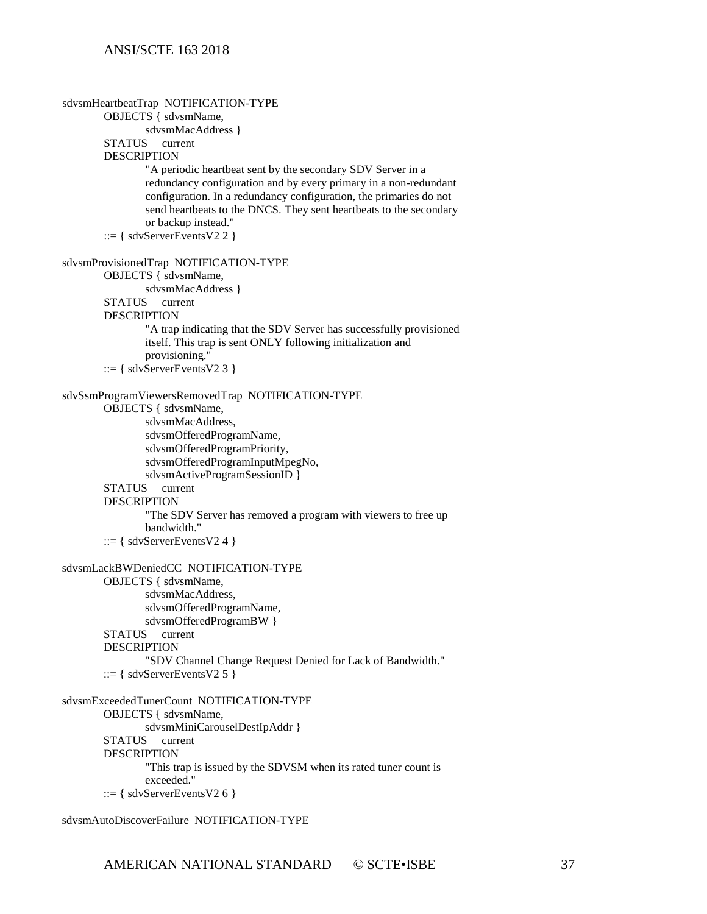```
sdvsmHeartbeatTrap  NOTIFICATION-TYPE
        OBJECTS { sdvsmName,
                sdvsmMacAddress }
        STATUS     current
        DESCRIPTION
                "A periodic heartbeat sent by the secondary SDV Server in a
                redundancy configuration and by every primary in a non-redundant
                configuration. In a redundancy configuration, the primaries do not
                send heartbeats to the DNCS. They sent heartbeats to the secondary
                or backup instead."
        ::= { sdvServerEventsV2 2 }

sdvsmProvisionedTrap  NOTIFICATION-TYPE
        OBJECTS { sdvsmName,
                sdvsmMacAddress }
        STATUS     current
        DESCRIPTION
                "A trap indicating that the SDV Server has successfully provisioned
                itself. This trap is sent ONLY following initialization and
                provisioning."
        ::= { sdvServerEventsV2 3 }

sdvSsmProgramViewersRemovedTrap  NOTIFICATION-TYPE
        OBJECTS { sdvsmName,
                sdvsmMacAddress,
                sdvsmOfferedProgramName,
                sdvsmOfferedProgramPriority,
                sdvsmOfferedProgramInputMpegNo,
                sdvsmActiveProgramSessionID }
        STATUS     current
        DESCRIPTION
                "The SDV Server has removed a program with viewers to free up
                bandwidth."
        ::= { sdvServerEventsV2 4 }

sdvsmLackBWDeniedCC  NOTIFICATION-TYPE
        OBJECTS { sdvsmName,
                sdvsmMacAddress,
                sdvsmOfferedProgramName,
                sdvsmOfferedProgramBW }
        STATUS     current
        DESCRIPTION
                "SDV Channel Change Request Denied for Lack of Bandwidth."
        ::= { sdvServerEventsV2 5 }

sdvsmExceededTunerCount  NOTIFICATION-TYPE
        OBJECTS { sdvsmName,
                sdvsmMiniCarouselDestIpAddr }
        STATUS     current
        DESCRIPTION
                "This trap is issued by the SDVSM when its rated tuner count is
                exceeded."
        ::= { sdvServerEventsV2 6 }

sdvsmAutoDiscoverFailure  NOTIFICATION-TYPE
```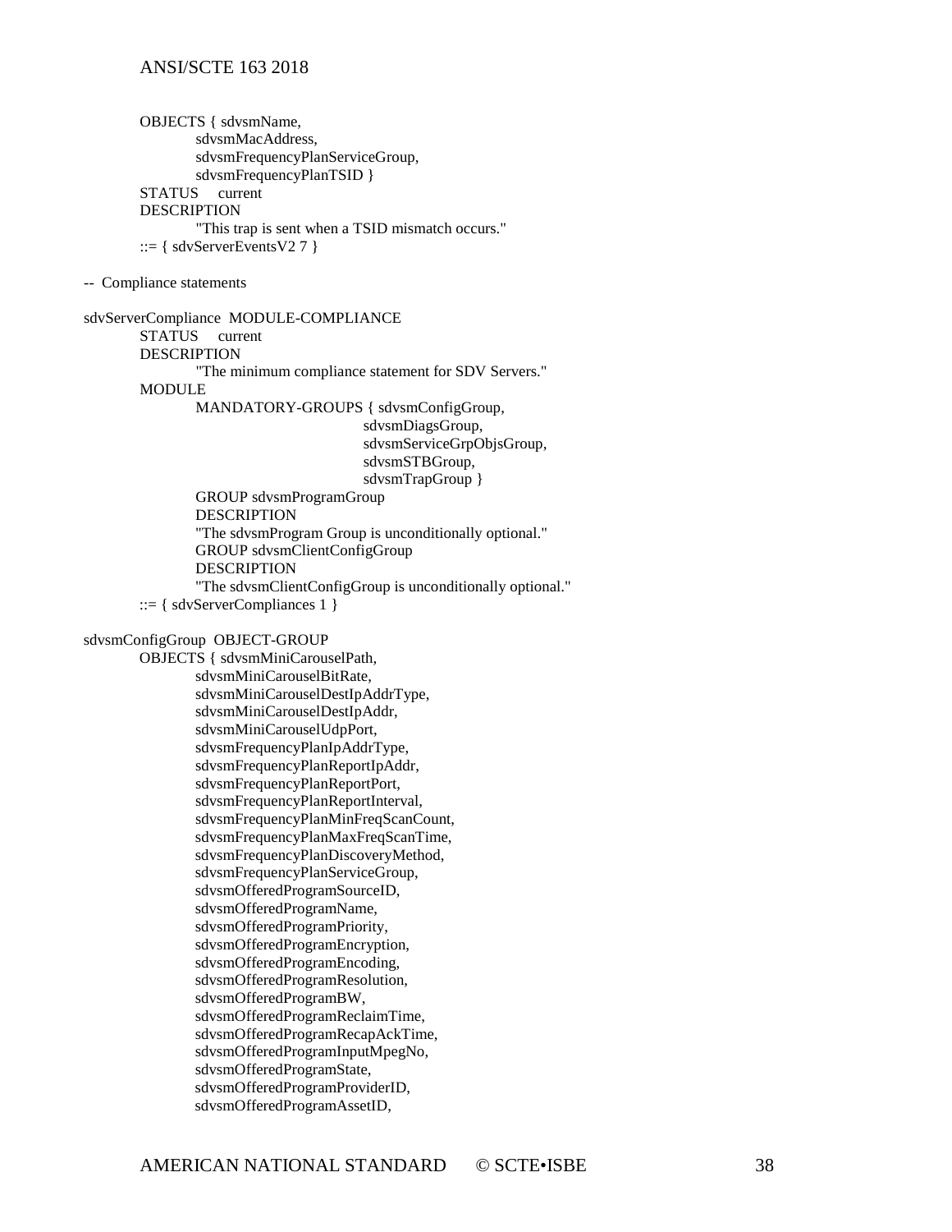```
        OBJECTS { sdvsmName,
                sdvsmMacAddress,
                sdvsmFrequencyPlanServiceGroup,
                sdvsmFrequencyPlanTSID }
        STATUS     current
        DESCRIPTION
                "This trap is sent when a TSID mismatch occurs."
        ::= { sdvServerEventsV2 7 }

--  Compliance statements

sdvServerCompliance  MODULE-COMPLIANCE
        STATUS     current
        DESCRIPTION
                "The minimum compliance statement for SDV Servers."
        MODULE
                MANDATORY-GROUPS { sdvsmConfigGroup,
                                   sdvsmDiagsGroup,
                                   sdvsmServiceGrpObjsGroup,
                                   sdvsmSTBGroup,
                                   sdvsmTrapGroup }
                GROUP sdvsmProgramGroup
                DESCRIPTION
                "The sdvsmProgram Group is unconditionally optional."
                GROUP sdvsmClientConfigGroup
                DESCRIPTION
                "The sdvsmClientConfigGroup is unconditionally optional."
        ::= { sdvServerCompliances 1 }

sdvsmConfigGroup  OBJECT-GROUP
        OBJECTS { sdvsmMiniCarouselPath,
                sdvsmMiniCarouselBitRate,
                sdvsmMiniCarouselDestIpAddrType,
                sdvsmMiniCarouselDestIpAddr,
                sdvsmMiniCarouselUdpPort,
                sdvsmFrequencyPlanIpAddrType,
                sdvsmFrequencyPlanReportIpAddr,
                sdvsmFrequencyPlanReportPort,
                sdvsmFrequencyPlanReportInterval,
                sdvsmFrequencyPlanMinFreqScanCount,
                sdvsmFrequencyPlanMaxFreqScanTime,
                sdvsmFrequencyPlanDiscoveryMethod,
                sdvsmFrequencyPlanServiceGroup,
                sdvsmOfferedProgramSourceID,
                sdvsmOfferedProgramName,
                sdvsmOfferedProgramPriority,
                sdvsmOfferedProgramEncryption,
                sdvsmOfferedProgramEncoding,
                sdvsmOfferedProgramResolution,
                sdvsmOfferedProgramBW,
                sdvsmOfferedProgramReclaimTime,
                sdvsmOfferedProgramRecapAckTime,
                sdvsmOfferedProgramInputMpegNo,
                sdvsmOfferedProgramState,
                sdvsmOfferedProgramProviderID,
                sdvsmOfferedProgramAssetID,
```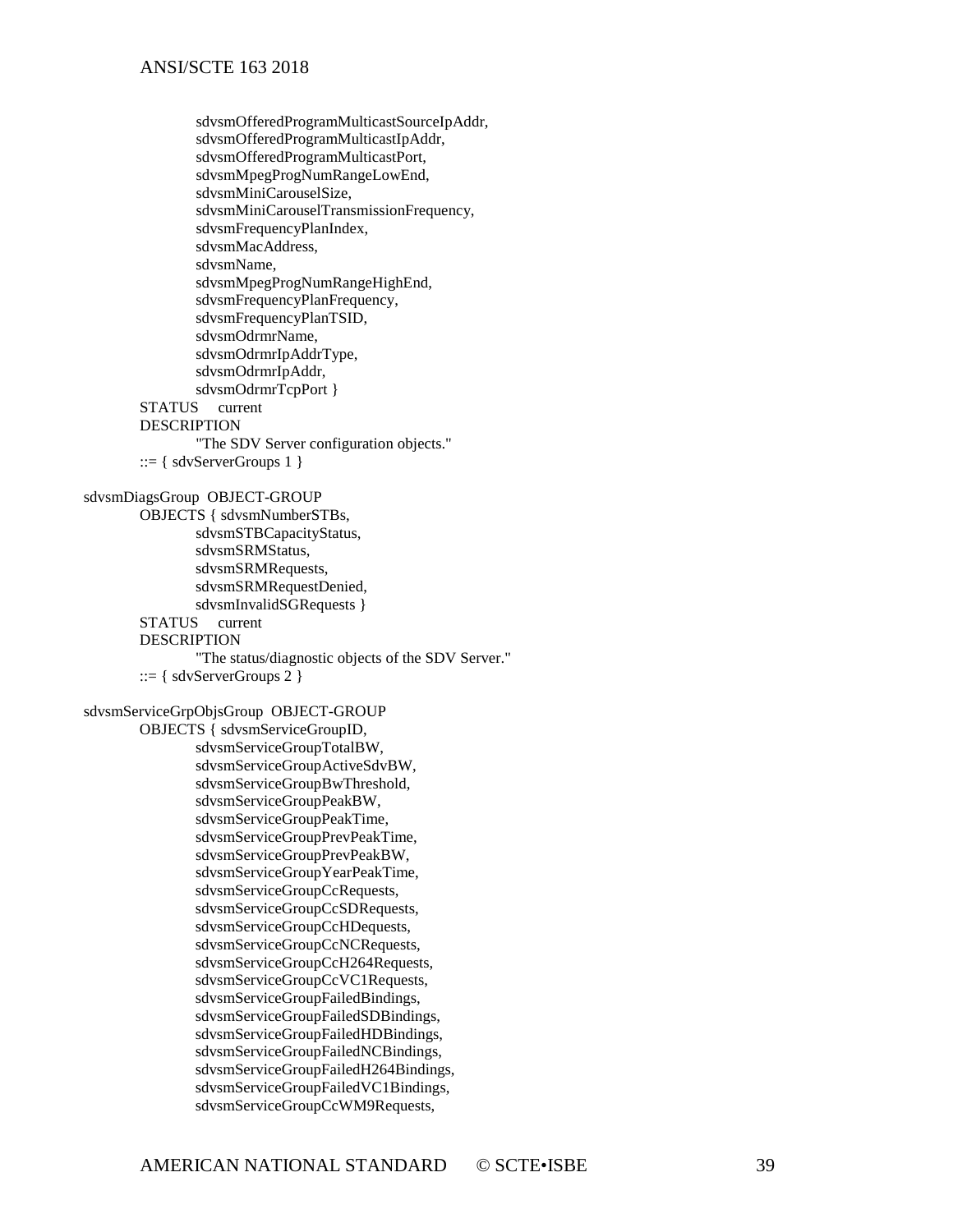```
                sdvsmOfferedProgramMulticastSourceIpAddr,
                sdvsmOfferedProgramMulticastIpAddr,
                sdvsmOfferedProgramMulticastPort,
                sdvsmMpegProgNumRangeLowEnd,
                sdvsmMiniCarouselSize,
                sdvsmMiniCarouselTransmissionFrequency,
                sdvsmFrequencyPlanIndex,
                sdvsmMacAddress,
                sdvsmName,
                sdvsmMpegProgNumRangeHighEnd,
                sdvsmFrequencyPlanFrequency,
                sdvsmFrequencyPlanTSID,
                sdvsmOdrmrName,
                sdvsmOdrmrIpAddrType,
                sdvsmOdrmrIpAddr,
                sdvsmOdrmrTcpPort }
        STATUS     current
        DESCRIPTION
                "The SDV Server configuration objects."
        ::= { sdvServerGroups 1 }

sdvsmDiagsGroup  OBJECT-GROUP
        OBJECTS { sdvsmNumberSTBs,
                sdvsmSTBCapacityStatus,
                sdvsmSRMStatus,
                sdvsmSRMRequests,
                sdvsmSRMRequestDenied,
                sdvsmInvalidSGRequests }
        STATUS     current
        DESCRIPTION
                "The status/diagnostic objects of the SDV Server."
        ::= { sdvServerGroups 2 }

sdvsmServiceGrpObjsGroup  OBJECT-GROUP
        OBJECTS { sdvsmServiceGroupID,
                sdvsmServiceGroupTotalBW,
                sdvsmServiceGroupActiveSdvBW,
                sdvsmServiceGroupBwThreshold,
                sdvsmServiceGroupPeakBW,
                sdvsmServiceGroupPeakTime,
                sdvsmServiceGroupPrevPeakTime,
                sdvsmServiceGroupPrevPeakBW,
                sdvsmServiceGroupYearPeakTime,
                sdvsmServiceGroupCcRequests,
                sdvsmServiceGroupCcSDRequests,
                sdvsmServiceGroupCcHDequests,
                sdvsmServiceGroupCcNCRequests,
                sdvsmServiceGroupCcH264Requests,
                sdvsmServiceGroupCcVC1Requests,
                sdvsmServiceGroupFailedBindings,
                sdvsmServiceGroupFailedSDBindings,
                sdvsmServiceGroupFailedHDBindings,
                sdvsmServiceGroupFailedNCBindings,
                sdvsmServiceGroupFailedH264Bindings,
                sdvsmServiceGroupFailedVC1Bindings,
                sdvsmServiceGroupCcWM9Requests,
```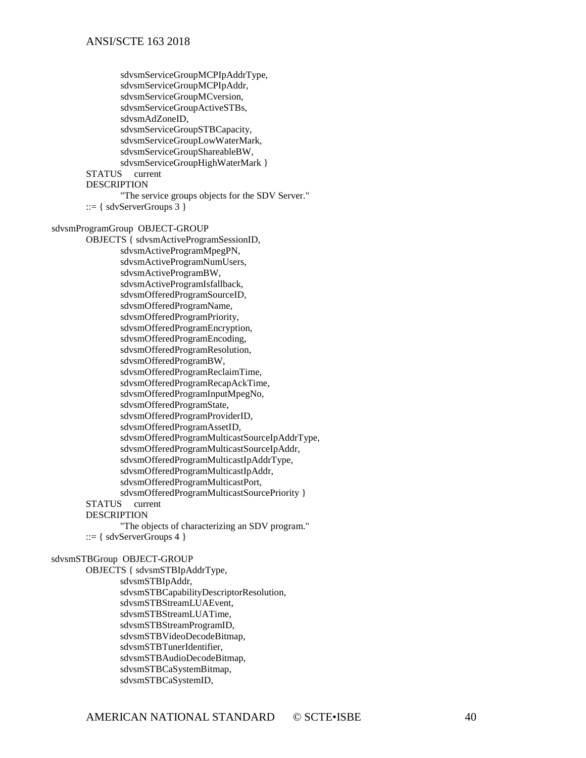```
            sdvsmServiceGroupMCPIpAddrType,
            sdvsmServiceGroupMCPIpAddr,
            sdvsmServiceGroupMCversion,
            sdvsmServiceGroupActiveSTBs,
            sdvsmAdZoneID,
            sdvsmServiceGroupSTBCapacity,
            sdvsmServiceGroupLowWaterMark,
            sdvsmServiceGroupShareableBW,
            sdvsmServiceGroupHighWaterMark }
    STATUS     current
    DESCRIPTION
            "The service groups objects for the SDV Server."
    ::= { sdvServerGroups 3 }

sdvsmProgramGroup  OBJECT-GROUP
    OBJECTS { sdvsmActiveProgramSessionID,
            sdvsmActiveProgramMpegPN,
            sdvsmActiveProgramNumUsers,
            sdvsmActiveProgramBW,
            sdvsmActiveProgramIsfallback,
            sdvsmOfferedProgramSourceID,
            sdvsmOfferedProgramName,
            sdvsmOfferedProgramPriority,
            sdvsmOfferedProgramEncryption,
            sdvsmOfferedProgramEncoding,
            sdvsmOfferedProgramResolution,
            sdvsmOfferedProgramBW,
            sdvsmOfferedProgramReclaimTime,
            sdvsmOfferedProgramRecapAckTime,
            sdvsmOfferedProgramInputMpegNo,
            sdvsmOfferedProgramState,
            sdvsmOfferedProgramProviderID,
            sdvsmOfferedProgramAssetID,
            sdvsmOfferedProgramMulticastSourceIpAddrType,
            sdvsmOfferedProgramMulticastSourceIpAddr,
            sdvsmOfferedProgramMulticastIpAddrType,
            sdvsmOfferedProgramMulticastIpAddr,
            sdvsmOfferedProgramMulticastPort,
            sdvsmOfferedProgramMulticastSourcePriority }
    STATUS     current
    DESCRIPTION
            "The objects of characterizing an SDV program."
    ::= { sdvServerGroups 4 }

sdvsmSTBGroup  OBJECT-GROUP
    OBJECTS { sdvsmSTBIpAddrType,
            sdvsmSTBIpAddr,
            sdvsmSTBCapabilityDescriptorResolution,
            sdvsmSTBStreamLUAEvent,
            sdvsmSTBStreamLUATime,
            sdvsmSTBStreamProgramID,
            sdvsmSTBVideoDecodeBitmap,
            sdvsmSTBTunerIdentifier,
            sdvsmSTBAudioDecodeBitmap,
            sdvsmSTBCaSystemBitmap,
            sdvsmSTBCaSystemID,
```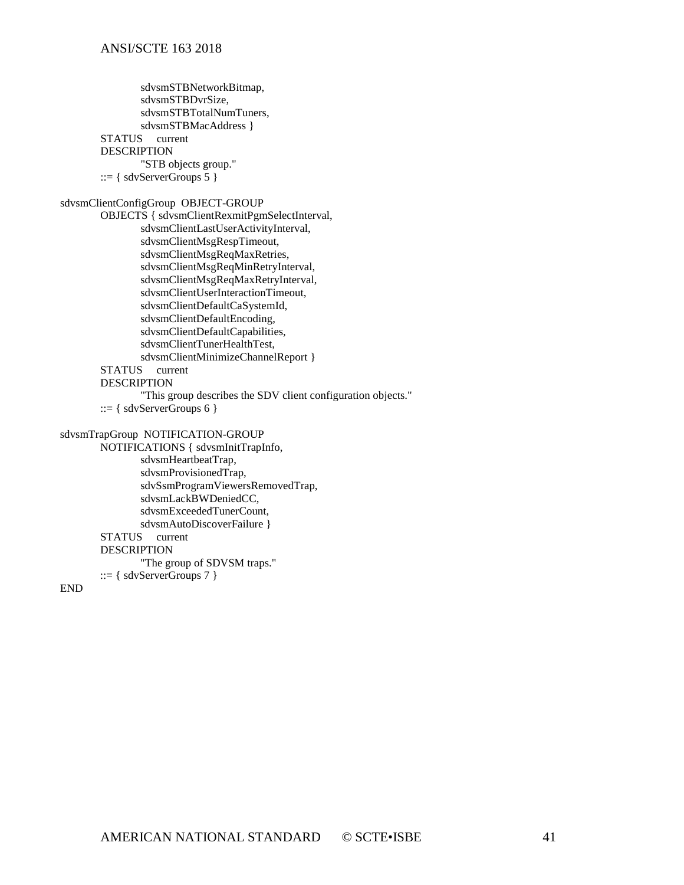```
                sdvsmSTBNetworkBitmap,
                sdvsmSTBDvrSize,
                sdvsmSTBTotalNumTuners,
                sdvsmSTBMacAddress }
        STATUS     current
        DESCRIPTION
                "STB objects group."
        ::= { sdvServerGroups 5 }

sdvsmClientConfigGroup  OBJECT-GROUP
        OBJECTS { sdvsmClientRexmitPgmSelectInterval,
                sdvsmClientLastUserActivityInterval,
                sdvsmClientMsgRespTimeout,
                sdvsmClientMsgReqMaxRetries,
                sdvsmClientMsgReqMinRetryInterval,
                sdvsmClientMsgReqMaxRetryInterval,
                sdvsmClientUserInteractionTimeout,
                sdvsmClientDefaultCaSystemId,
                sdvsmClientDefaultEncoding,
                sdvsmClientDefaultCapabilities,
                sdvsmClientTunerHealthTest,
                sdvsmClientMinimizeChannelReport }
        STATUS     current
        DESCRIPTION
                "This group describes the SDV client configuration objects."
        ::= { sdvServerGroups 6 }

sdvsmTrapGroup  NOTIFICATION-GROUP
        NOTIFICATIONS { sdvsmInitTrapInfo,
                sdvsmHeartbeatTrap,
                sdvsmProvisionedTrap,
                sdvSsmProgramViewersRemovedTrap,
                sdvsmLackBWDeniedCC,
                sdvsmExceededTunerCount,
                sdvsmAutoDiscoverFailure }
        STATUS     current
        DESCRIPTION
                "The group of SDVSM traps."
        ::= { sdvServerGroups 7 }
END
```